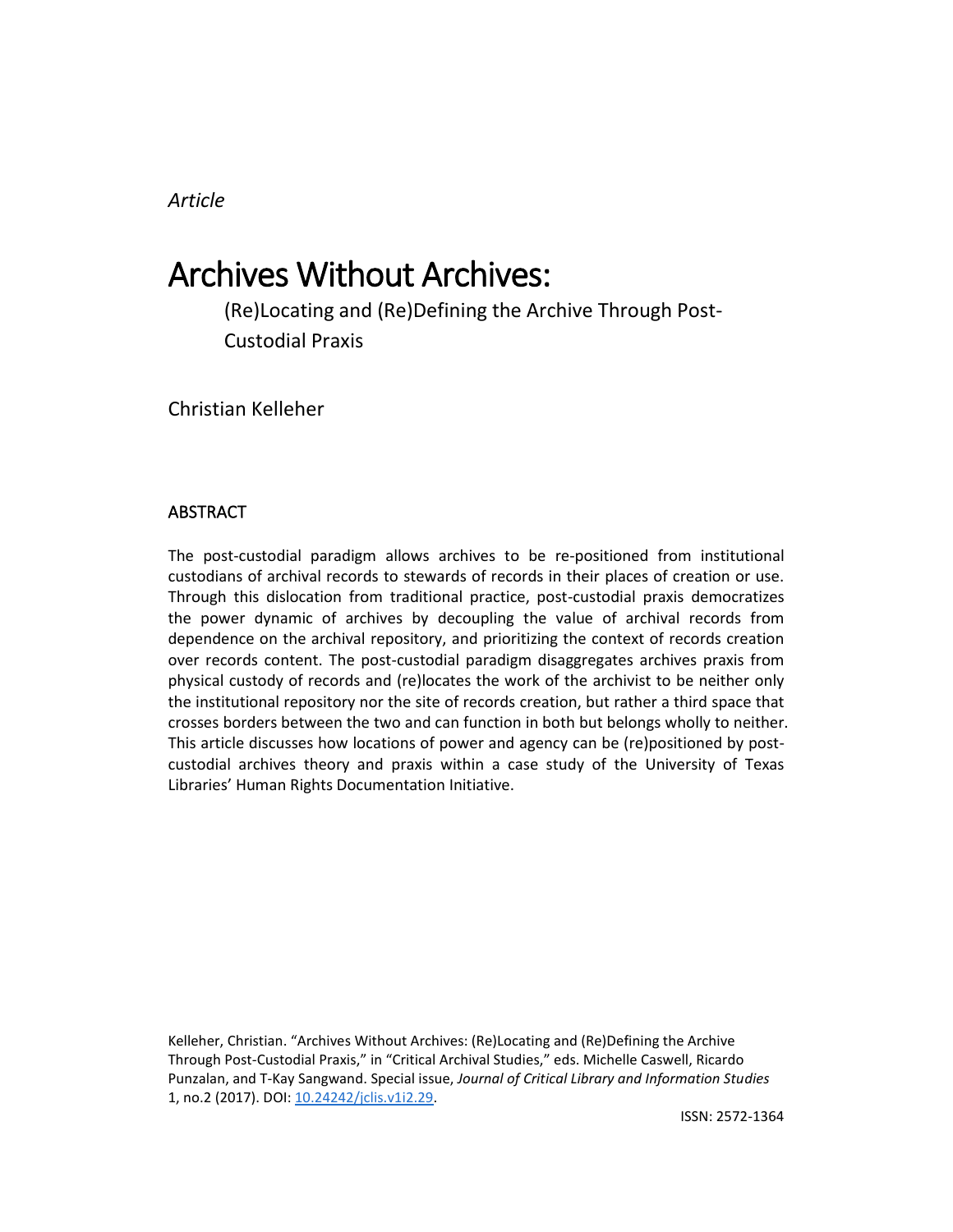*Article*

# Archives Without Archives:

(Re)Locating and (Re)Defining the Archive Through Post-Custodial Praxis

Christian Kelleher

## ABSTRACT

The post-custodial paradigm allows archives to be re-positioned from institutional custodians of archival records to stewards of records in their places of creation or use. Through this dislocation from traditional practice, post-custodial praxis democratizes the power dynamic of archives by decoupling the value of archival records from dependence on the archival repository, and prioritizing the context of records creation over records content. The post-custodial paradigm disaggregates archives praxis from physical custody of records and (re)locates the work of the archivist to be neither only the institutional repository nor the site of records creation, but rather a third space that crosses borders between the two and can function in both but belongs wholly to neither. This article discusses how locations of power and agency can be (re)positioned by post-custodial archives theory and praxis within a case study of the University of Texas Libraries' Human Rights Documentation Initiative.

Kelleher, Christian. "Archives Without Archives: (Re)Locating and (Re)Defining the Archive Through Post-Custodial Praxis," in "Critical Archival Studies," eds. Michelle Caswell, Ricardo Punzalan, and T-Kay Sangwand. Special issue, *Journal of Critical Library and Information Studies* 1, no.2 (2017). DOI: 10.24242/jclis.v1i2.29.

ISSN: 2572-1364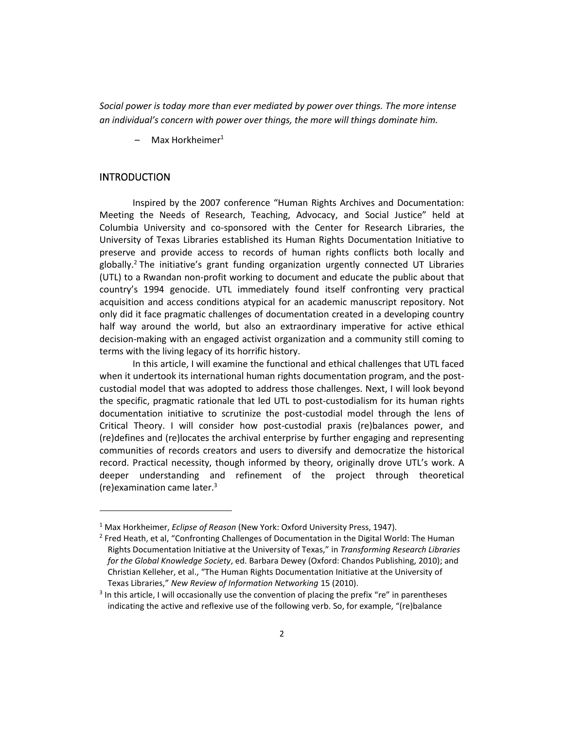*Social power is today more than ever mediated by power over things. The more intense an individual's concern with power over things, the more will things dominate him.*

– Max Horkheimer[1]

## INTRODUCTION

Inspired by the 2007 conference "Human Rights Archives and Documentation: Meeting the Needs of Research, Teaching, Advocacy, and Social Justice" held at Columbia University and co-sponsored with the Center for Research Libraries, the University of Texas Libraries established its Human Rights Documentation Initiative to preserve and provide access to records of human rights conflicts both locally and globally.[2] The initiative's grant funding organization urgently connected UT Libraries (UTL) to a Rwandan non-profit working to document and educate the public about that country's 1994 genocide. UTL immediately found itself confronting very practical acquisition and access conditions atypical for an academic manuscript repository. Not only did it face pragmatic challenges of documentation created in a developing country half way around the world, but also an extraordinary imperative for active ethical decision-making with an engaged activist organization and a community still coming to terms with the living legacy of its horrific history.

In this article, I will examine the functional and ethical challenges that UTL faced when it undertook its international human rights documentation program, and the post-custodial model that was adopted to address those challenges. Next, I will look beyond the specific, pragmatic rationale that led UTL to post-custodialism for its human rights documentation initiative to scrutinize the post-custodial model through the lens of Critical Theory. I will consider how post-custodial praxis (re)balances power, and (re)defines and (re)locates the archival enterprise by further engaging and representing communities of records creators and users to diversify and democratize the historical record. Practical necessity, though informed by theory, originally drove UTL's work. A deeper understanding and refinement of the project through theoretical (re)examination came later.[3]

---

[1] Max Horkheimer, *Eclipse of Reason* (New York: Oxford University Press, 1947).

[2] Fred Heath, et al, "Confronting Challenges of Documentation in the Digital World: The Human Rights Documentation Initiative at the University of Texas," in *Transforming Research Libraries for the Global Knowledge Society*, ed. Barbara Dewey (Oxford: Chandos Publishing, 2010); and Christian Kelleher, et al., "The Human Rights Documentation Initiative at the University of Texas Libraries," *New Review of Information Networking* 15 (2010).

[3] In this article, I will occasionally use the convention of placing the prefix "re" in parentheses indicating the active and reflexive use of the following verb. So, for example, "(re)balance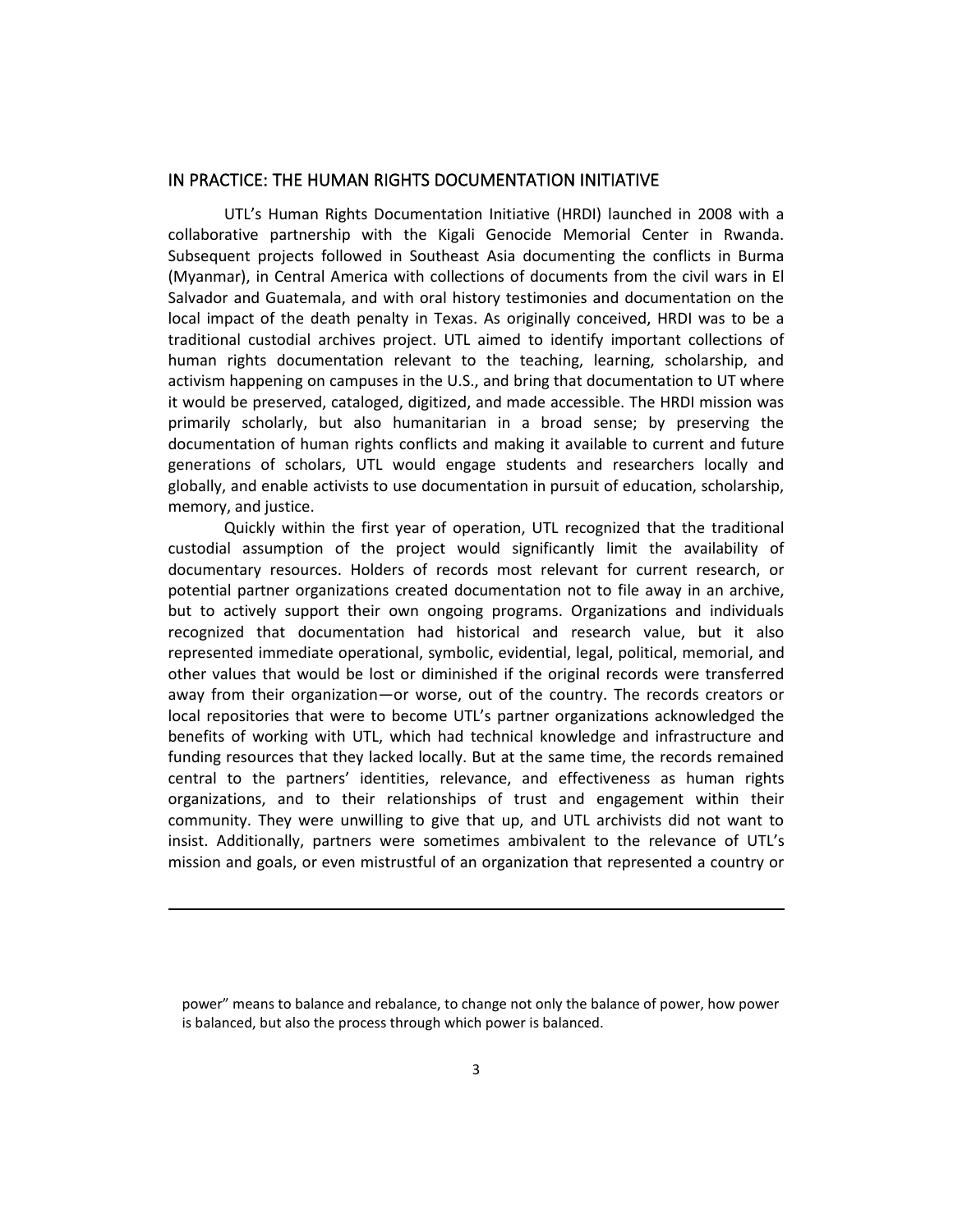## IN PRACTICE: THE HUMAN RIGHTS DOCUMENTATION INITIATIVE

UTL's Human Rights Documentation Initiative (HRDI) launched in 2008 with a collaborative partnership with the Kigali Genocide Memorial Center in Rwanda. Subsequent projects followed in Southeast Asia documenting the conflicts in Burma (Myanmar), in Central America with collections of documents from the civil wars in El Salvador and Guatemala, and with oral history testimonies and documentation on the local impact of the death penalty in Texas. As originally conceived, HRDI was to be a traditional custodial archives project. UTL aimed to identify important collections of human rights documentation relevant to the teaching, learning, scholarship, and activism happening on campuses in the U.S., and bring that documentation to UT where it would be preserved, cataloged, digitized, and made accessible. The HRDI mission was primarily scholarly, but also humanitarian in a broad sense; by preserving the documentation of human rights conflicts and making it available to current and future generations of scholars, UTL would engage students and researchers locally and globally, and enable activists to use documentation in pursuit of education, scholarship, memory, and justice.

Quickly within the first year of operation, UTL recognized that the traditional custodial assumption of the project would significantly limit the availability of documentary resources. Holders of records most relevant for current research, or potential partner organizations created documentation not to file away in an archive, but to actively support their own ongoing programs. Organizations and individuals recognized that documentation had historical and research value, but it also represented immediate operational, symbolic, evidential, legal, political, memorial, and other values that would be lost or diminished if the original records were transferred away from their organization—or worse, out of the country. The records creators or local repositories that were to become UTL's partner organizations acknowledged the benefits of working with UTL, which had technical knowledge and infrastructure and funding resources that they lacked locally. But at the same time, the records remained central to the partners' identities, relevance, and effectiveness as human rights organizations, and to their relationships of trust and engagement within their community. They were unwilling to give that up, and UTL archivists did not want to insist. Additionally, partners were sometimes ambivalent to the relevance of UTL's mission and goals, or even mistrustful of an organization that represented a country or

power" means to balance and rebalance, to change not only the balance of power, how power is balanced, but also the process through which power is balanced.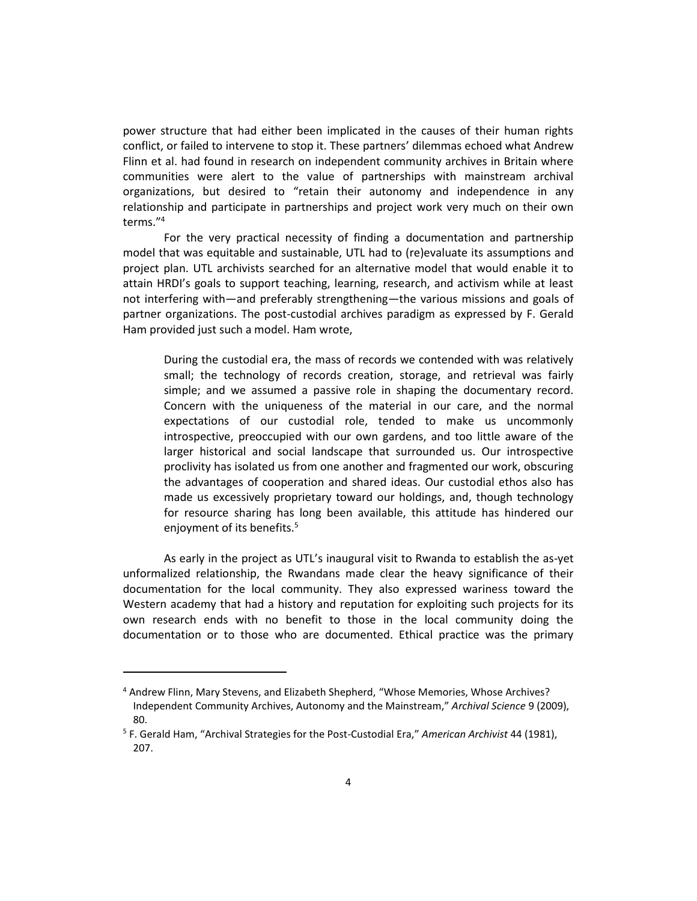power structure that had either been implicated in the causes of their human rights conflict, or failed to intervene to stop it. These partners' dilemmas echoed what Andrew Flinn et al. had found in research on independent community archives in Britain where communities were alert to the value of partnerships with mainstream archival organizations, but desired to "retain their autonomy and independence in any relationship and participate in partnerships and project work very much on their own terms."[4]

For the very practical necessity of finding a documentation and partnership model that was equitable and sustainable, UTL had to (re)evaluate its assumptions and project plan. UTL archivists searched for an alternative model that would enable it to attain HRDI's goals to support teaching, learning, research, and activism while at least not interfering with—and preferably strengthening—the various missions and goals of partner organizations. The post-custodial archives paradigm as expressed by F. Gerald Ham provided just such a model. Ham wrote,

> During the custodial era, the mass of records we contended with was relatively small; the technology of records creation, storage, and retrieval was fairly simple; and we assumed a passive role in shaping the documentary record. Concern with the uniqueness of the material in our care, and the normal expectations of our custodial role, tended to make us uncommonly introspective, preoccupied with our own gardens, and too little aware of the larger historical and social landscape that surrounded us. Our introspective proclivity has isolated us from one another and fragmented our work, obscuring the advantages of cooperation and shared ideas. Our custodial ethos also has made us excessively proprietary toward our holdings, and, though technology for resource sharing has long been available, this attitude has hindered our enjoyment of its benefits.[5]

As early in the project as UTL's inaugural visit to Rwanda to establish the as-yet unformalized relationship, the Rwandans made clear the heavy significance of their documentation for the local community. They also expressed wariness toward the Western academy that had a history and reputation for exploiting such projects for its own research ends with no benefit to those in the local community doing the documentation or to those who are documented. Ethical practice was the primary

---

[4] Andrew Flinn, Mary Stevens, and Elizabeth Shepherd, "Whose Memories, Whose Archives? Independent Community Archives, Autonomy and the Mainstream," *Archival Science* 9 (2009), 80.

[5] F. Gerald Ham, "Archival Strategies for the Post-Custodial Era," *American Archivist* 44 (1981), 207.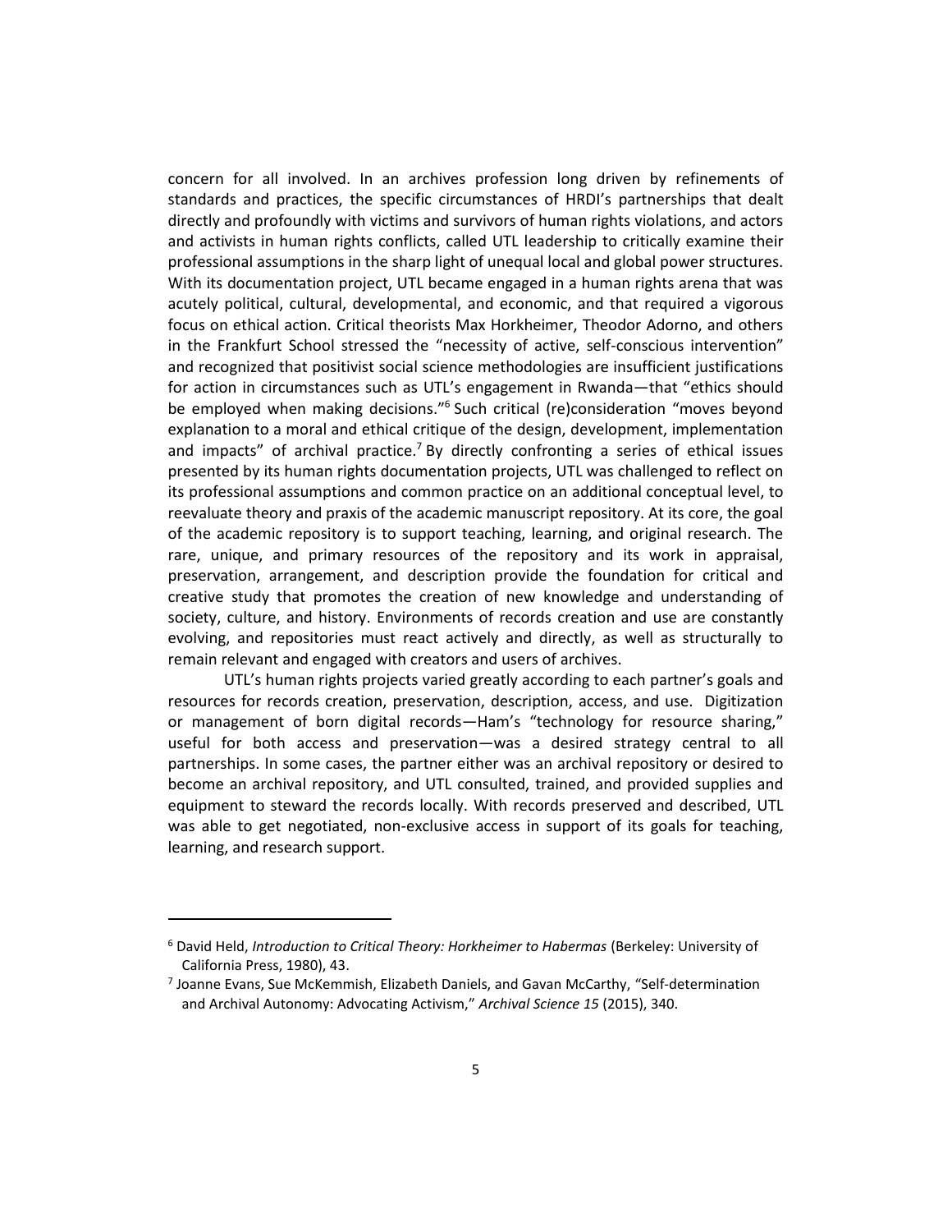concern for all involved. In an archives profession long driven by refinements of standards and practices, the specific circumstances of HRDI's partnerships that dealt directly and profoundly with victims and survivors of human rights violations, and actors and activists in human rights conflicts, called UTL leadership to critically examine their professional assumptions in the sharp light of unequal local and global power structures. With its documentation project, UTL became engaged in a human rights arena that was acutely political, cultural, developmental, and economic, and that required a vigorous focus on ethical action. Critical theorists Max Horkheimer, Theodor Adorno, and others in the Frankfurt School stressed the "necessity of active, self-conscious intervention" and recognized that positivist social science methodologies are insufficient justifications for action in circumstances such as UTL's engagement in Rwanda—that "ethics should be employed when making decisions."[6] Such critical (re)consideration "moves beyond explanation to a moral and ethical critique of the design, development, implementation and impacts" of archival practice.[7] By directly confronting a series of ethical issues presented by its human rights documentation projects, UTL was challenged to reflect on its professional assumptions and common practice on an additional conceptual level, to reevaluate theory and praxis of the academic manuscript repository. At its core, the goal of the academic repository is to support teaching, learning, and original research. The rare, unique, and primary resources of the repository and its work in appraisal, preservation, arrangement, and description provide the foundation for critical and creative study that promotes the creation of new knowledge and understanding of society, culture, and history. Environments of records creation and use are constantly evolving, and repositories must react actively and directly, as well as structurally to remain relevant and engaged with creators and users of archives.

UTL's human rights projects varied greatly according to each partner's goals and resources for records creation, preservation, description, access, and use. Digitization or management of born digital records—Ham's "technology for resource sharing," useful for both access and preservation—was a desired strategy central to all partnerships. In some cases, the partner either was an archival repository or desired to become an archival repository, and UTL consulted, trained, and provided supplies and equipment to steward the records locally. With records preserved and described, UTL was able to get negotiated, non-exclusive access in support of its goals for teaching, learning, and research support.

---

[6] David Held, *Introduction to Critical Theory: Horkheimer to Habermas* (Berkeley: University of California Press, 1980), 43.

[7] Joanne Evans, Sue McKemmish, Elizabeth Daniels, and Gavan McCarthy, "Self-determination and Archival Autonomy: Advocating Activism," *Archival Science 15* (2015), 340.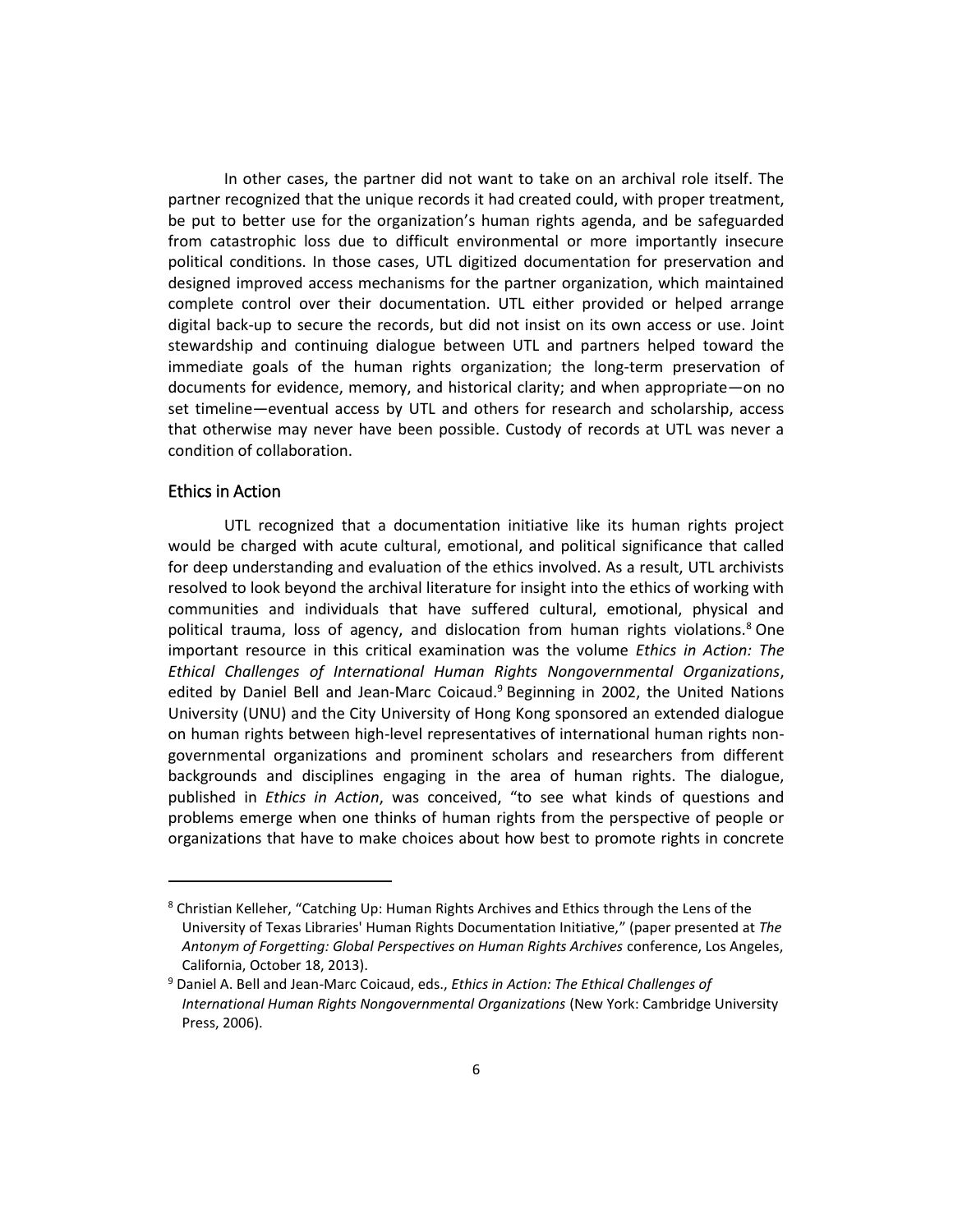In other cases, the partner did not want to take on an archival role itself. The partner recognized that the unique records it had created could, with proper treatment, be put to better use for the organization's human rights agenda, and be safeguarded from catastrophic loss due to difficult environmental or more importantly insecure political conditions. In those cases, UTL digitized documentation for preservation and designed improved access mechanisms for the partner organization, which maintained complete control over their documentation. UTL either provided or helped arrange digital back-up to secure the records, but did not insist on its own access or use. Joint stewardship and continuing dialogue between UTL and partners helped toward the immediate goals of the human rights organization; the long-term preservation of documents for evidence, memory, and historical clarity; and when appropriate—on no set timeline—eventual access by UTL and others for research and scholarship, access that otherwise may never have been possible. Custody of records at UTL was never a condition of collaboration.

## Ethics in Action

UTL recognized that a documentation initiative like its human rights project would be charged with acute cultural, emotional, and political significance that called for deep understanding and evaluation of the ethics involved. As a result, UTL archivists resolved to look beyond the archival literature for insight into the ethics of working with communities and individuals that have suffered cultural, emotional, physical and political trauma, loss of agency, and dislocation from human rights violations.[8] One important resource in this critical examination was the volume *Ethics in Action: The Ethical Challenges of International Human Rights Nongovernmental Organizations*, edited by Daniel Bell and Jean-Marc Coicaud.[9] Beginning in 2002, the United Nations University (UNU) and the City University of Hong Kong sponsored an extended dialogue on human rights between high-level representatives of international human rights non-governmental organizations and prominent scholars and researchers from different backgrounds and disciplines engaging in the area of human rights. The dialogue, published in *Ethics in Action*, was conceived, "to see what kinds of questions and problems emerge when one thinks of human rights from the perspective of people or organizations that have to make choices about how best to promote rights in concrete

---

[8] Christian Kelleher, "Catching Up: Human Rights Archives and Ethics through the Lens of the University of Texas Libraries' Human Rights Documentation Initiative," (paper presented at *The Antonym of Forgetting: Global Perspectives on Human Rights Archives* conference, Los Angeles, California, October 18, 2013).

[9] Daniel A. Bell and Jean-Marc Coicaud, eds., *Ethics in Action: The Ethical Challenges of International Human Rights Nongovernmental Organizations* (New York: Cambridge University Press, 2006).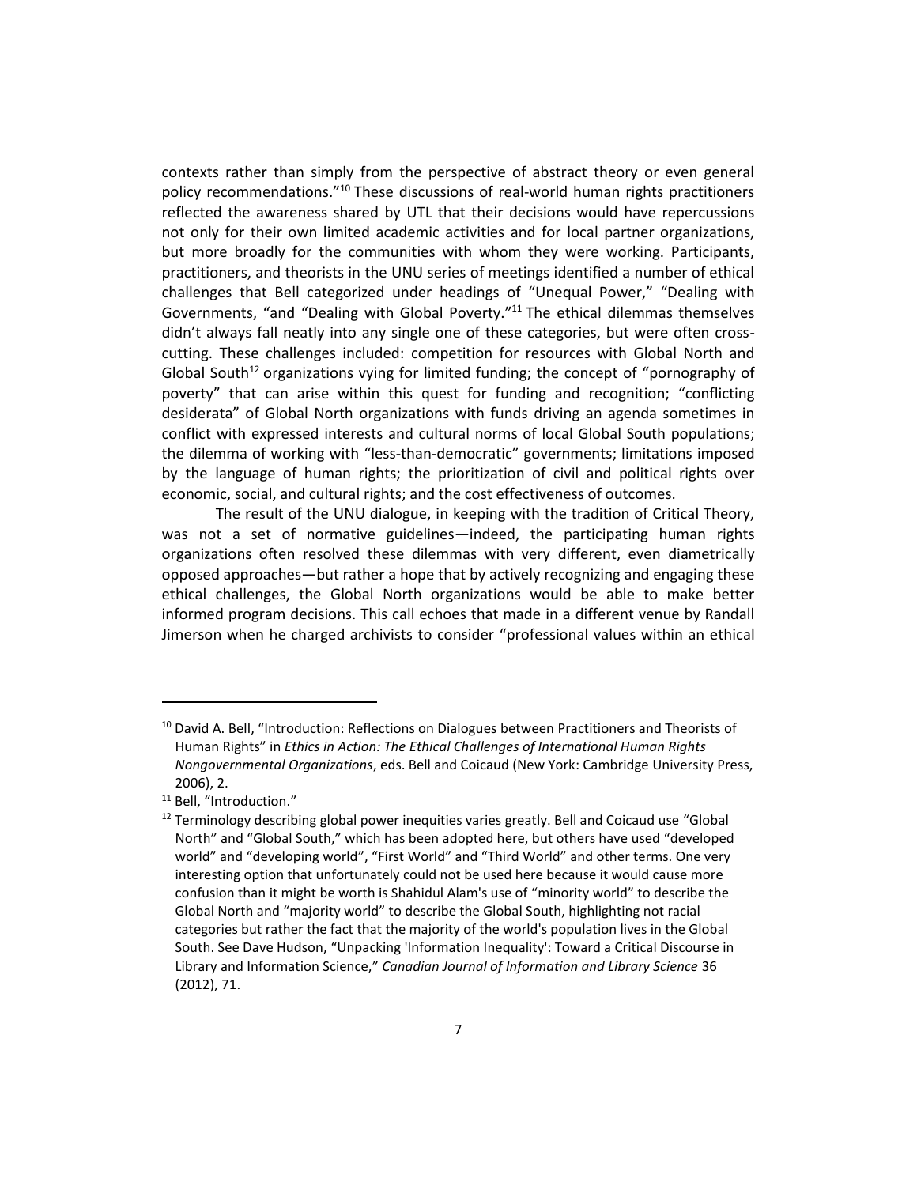contexts rather than simply from the perspective of abstract theory or even general policy recommendations."[10] These discussions of real-world human rights practitioners reflected the awareness shared by UTL that their decisions would have repercussions not only for their own limited academic activities and for local partner organizations, but more broadly for the communities with whom they were working. Participants, practitioners, and theorists in the UNU series of meetings identified a number of ethical challenges that Bell categorized under headings of "Unequal Power," "Dealing with Governments, "and "Dealing with Global Poverty."[11] The ethical dilemmas themselves didn't always fall neatly into any single one of these categories, but were often cross-cutting. These challenges included: competition for resources with Global North and Global South[12] organizations vying for limited funding; the concept of "pornography of poverty" that can arise within this quest for funding and recognition; "conflicting desiderata" of Global North organizations with funds driving an agenda sometimes in conflict with expressed interests and cultural norms of local Global South populations; the dilemma of working with "less-than-democratic" governments; limitations imposed by the language of human rights; the prioritization of civil and political rights over economic, social, and cultural rights; and the cost effectiveness of outcomes.

The result of the UNU dialogue, in keeping with the tradition of Critical Theory, was not a set of normative guidelines—indeed, the participating human rights organizations often resolved these dilemmas with very different, even diametrically opposed approaches—but rather a hope that by actively recognizing and engaging these ethical challenges, the Global North organizations would be able to make better informed program decisions. This call echoes that made in a different venue by Randall Jimerson when he charged archivists to consider "professional values within an ethical

---

[10] David A. Bell, "Introduction: Reflections on Dialogues between Practitioners and Theorists of Human Rights" in *Ethics in Action: The Ethical Challenges of International Human Rights Nongovernmental Organizations*, eds. Bell and Coicaud (New York: Cambridge University Press, 2006), 2.

[11] Bell, "Introduction."

[12] Terminology describing global power inequities varies greatly. Bell and Coicaud use "Global North" and "Global South," which has been adopted here, but others have used "developed world" and "developing world", "First World" and "Third World" and other terms. One very interesting option that unfortunately could not be used here because it would cause more confusion than it might be worth is Shahidul Alam's use of "minority world" to describe the Global North and "majority world" to describe the Global South, highlighting not racial categories but rather the fact that the majority of the world's population lives in the Global South. See Dave Hudson, "Unpacking 'Information Inequality': Toward a Critical Discourse in Library and Information Science," *Canadian Journal of Information and Library Science* 36 (2012), 71.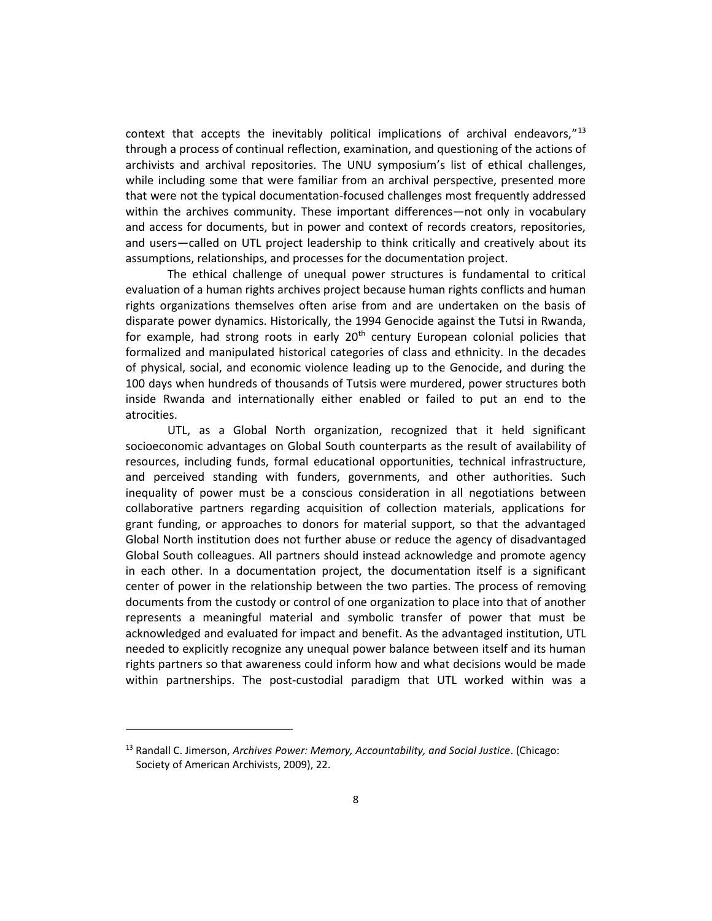context that accepts the inevitably political implications of archival endeavors,"[13] through a process of continual reflection, examination, and questioning of the actions of archivists and archival repositories. The UNU symposium's list of ethical challenges, while including some that were familiar from an archival perspective, presented more that were not the typical documentation-focused challenges most frequently addressed within the archives community. These important differences—not only in vocabulary and access for documents, but in power and context of records creators, repositories, and users—called on UTL project leadership to think critically and creatively about its assumptions, relationships, and processes for the documentation project.

The ethical challenge of unequal power structures is fundamental to critical evaluation of a human rights archives project because human rights conflicts and human rights organizations themselves often arise from and are undertaken on the basis of disparate power dynamics. Historically, the 1994 Genocide against the Tutsi in Rwanda, for example, had strong roots in early 20th century European colonial policies that formalized and manipulated historical categories of class and ethnicity. In the decades of physical, social, and economic violence leading up to the Genocide, and during the 100 days when hundreds of thousands of Tutsis were murdered, power structures both inside Rwanda and internationally either enabled or failed to put an end to the atrocities.

UTL, as a Global North organization, recognized that it held significant socioeconomic advantages on Global South counterparts as the result of availability of resources, including funds, formal educational opportunities, technical infrastructure, and perceived standing with funders, governments, and other authorities. Such inequality of power must be a conscious consideration in all negotiations between collaborative partners regarding acquisition of collection materials, applications for grant funding, or approaches to donors for material support, so that the advantaged Global North institution does not further abuse or reduce the agency of disadvantaged Global South colleagues. All partners should instead acknowledge and promote agency in each other. In a documentation project, the documentation itself is a significant center of power in the relationship between the two parties. The process of removing documents from the custody or control of one organization to place into that of another represents a meaningful material and symbolic transfer of power that must be acknowledged and evaluated for impact and benefit. As the advantaged institution, UTL needed to explicitly recognize any unequal power balance between itself and its human rights partners so that awareness could inform how and what decisions would be made within partnerships. The post-custodial paradigm that UTL worked within was a

[13] Randall C. Jimerson, *Archives Power: Memory, Accountability, and Social Justice*. (Chicago: Society of American Archivists, 2009), 22.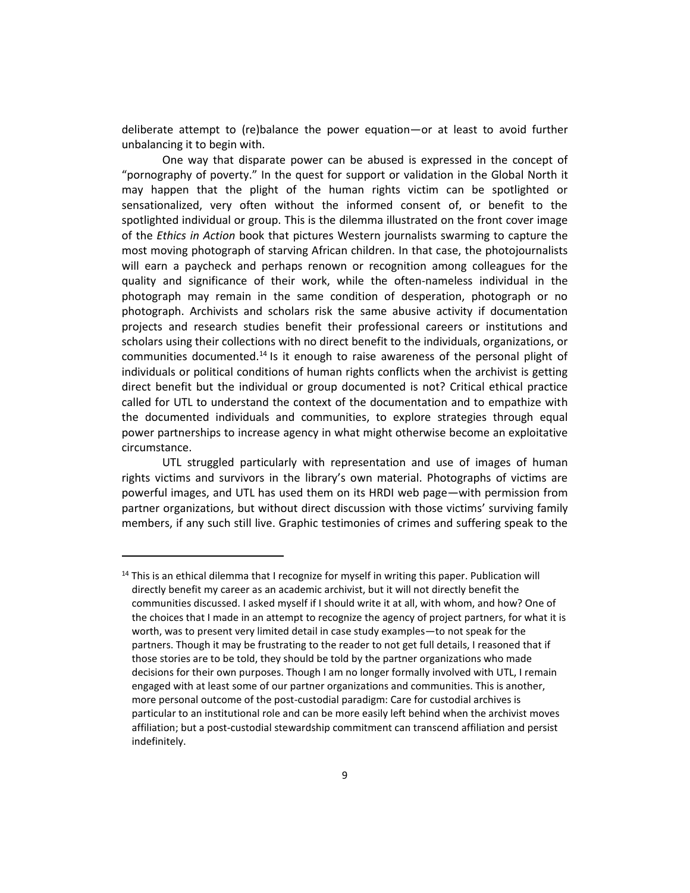deliberate attempt to (re)balance the power equation—or at least to avoid further unbalancing it to begin with.

One way that disparate power can be abused is expressed in the concept of "pornography of poverty." In the quest for support or validation in the Global North it may happen that the plight of the human rights victim can be spotlighted or sensationalized, very often without the informed consent of, or benefit to the spotlighted individual or group. This is the dilemma illustrated on the front cover image of the *Ethics in Action* book that pictures Western journalists swarming to capture the most moving photograph of starving African children. In that case, the photojournalists will earn a paycheck and perhaps renown or recognition among colleagues for the quality and significance of their work, while the often-nameless individual in the photograph may remain in the same condition of desperation, photograph or no photograph. Archivists and scholars risk the same abusive activity if documentation projects and research studies benefit their professional careers or institutions and scholars using their collections with no direct benefit to the individuals, organizations, or communities documented.[14] Is it enough to raise awareness of the personal plight of individuals or political conditions of human rights conflicts when the archivist is getting direct benefit but the individual or group documented is not? Critical ethical practice called for UTL to understand the context of the documentation and to empathize with the documented individuals and communities, to explore strategies through equal power partnerships to increase agency in what might otherwise become an exploitative circumstance.

UTL struggled particularly with representation and use of images of human rights victims and survivors in the library's own material. Photographs of victims are powerful images, and UTL has used them on its HRDI web page—with permission from partner organizations, but without direct discussion with those victims' surviving family members, if any such still live. Graphic testimonies of crimes and suffering speak to the

---

[14] This is an ethical dilemma that I recognize for myself in writing this paper. Publication will directly benefit my career as an academic archivist, but it will not directly benefit the communities discussed. I asked myself if I should write it at all, with whom, and how? One of the choices that I made in an attempt to recognize the agency of project partners, for what it is worth, was to present very limited detail in case study examples—to not speak for the partners. Though it may be frustrating to the reader to not get full details, I reasoned that if those stories are to be told, they should be told by the partner organizations who made decisions for their own purposes. Though I am no longer formally involved with UTL, I remain engaged with at least some of our partner organizations and communities. This is another, more personal outcome of the post-custodial paradigm: Care for custodial archives is particular to an institutional role and can be more easily left behind when the archivist moves affiliation; but a post-custodial stewardship commitment can transcend affiliation and persist indefinitely.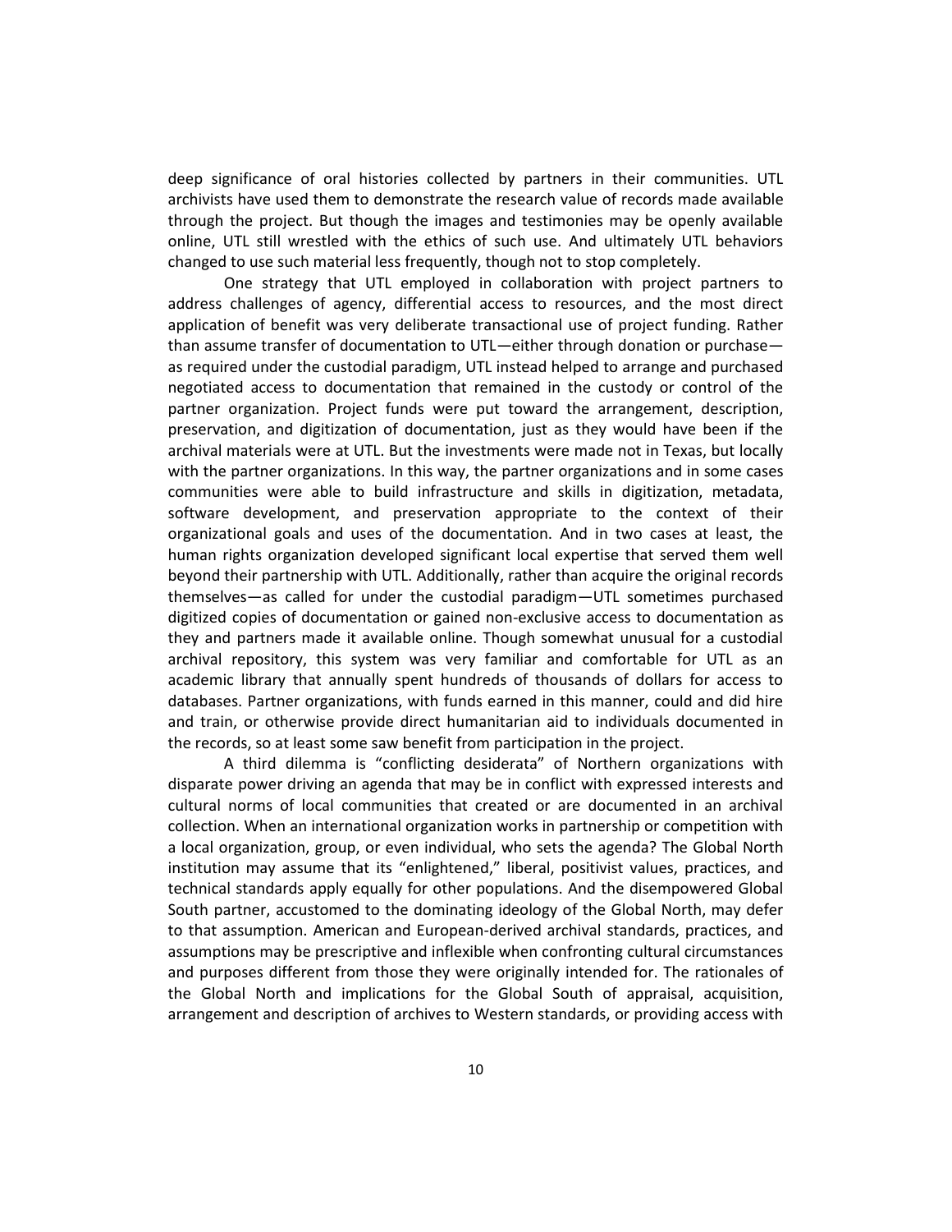deep significance of oral histories collected by partners in their communities. UTL archivists have used them to demonstrate the research value of records made available through the project. But though the images and testimonies may be openly available online, UTL still wrestled with the ethics of such use. And ultimately UTL behaviors changed to use such material less frequently, though not to stop completely.

One strategy that UTL employed in collaboration with project partners to address challenges of agency, differential access to resources, and the most direct application of benefit was very deliberate transactional use of project funding. Rather than assume transfer of documentation to UTL—either through donation or purchase—as required under the custodial paradigm, UTL instead helped to arrange and purchased negotiated access to documentation that remained in the custody or control of the partner organization. Project funds were put toward the arrangement, description, preservation, and digitization of documentation, just as they would have been if the archival materials were at UTL. But the investments were made not in Texas, but locally with the partner organizations. In this way, the partner organizations and in some cases communities were able to build infrastructure and skills in digitization, metadata, software development, and preservation appropriate to the context of their organizational goals and uses of the documentation. And in two cases at least, the human rights organization developed significant local expertise that served them well beyond their partnership with UTL. Additionally, rather than acquire the original records themselves—as called for under the custodial paradigm—UTL sometimes purchased digitized copies of documentation or gained non-exclusive access to documentation as they and partners made it available online. Though somewhat unusual for a custodial archival repository, this system was very familiar and comfortable for UTL as an academic library that annually spent hundreds of thousands of dollars for access to databases. Partner organizations, with funds earned in this manner, could and did hire and train, or otherwise provide direct humanitarian aid to individuals documented in the records, so at least some saw benefit from participation in the project.

A third dilemma is "conflicting desiderata" of Northern organizations with disparate power driving an agenda that may be in conflict with expressed interests and cultural norms of local communities that created or are documented in an archival collection. When an international organization works in partnership or competition with a local organization, group, or even individual, who sets the agenda? The Global North institution may assume that its "enlightened," liberal, positivist values, practices, and technical standards apply equally for other populations. And the disempowered Global South partner, accustomed to the dominating ideology of the Global North, may defer to that assumption. American and European-derived archival standards, practices, and assumptions may be prescriptive and inflexible when confronting cultural circumstances and purposes different from those they were originally intended for. The rationales of the Global North and implications for the Global South of appraisal, acquisition, arrangement and description of archives to Western standards, or providing access with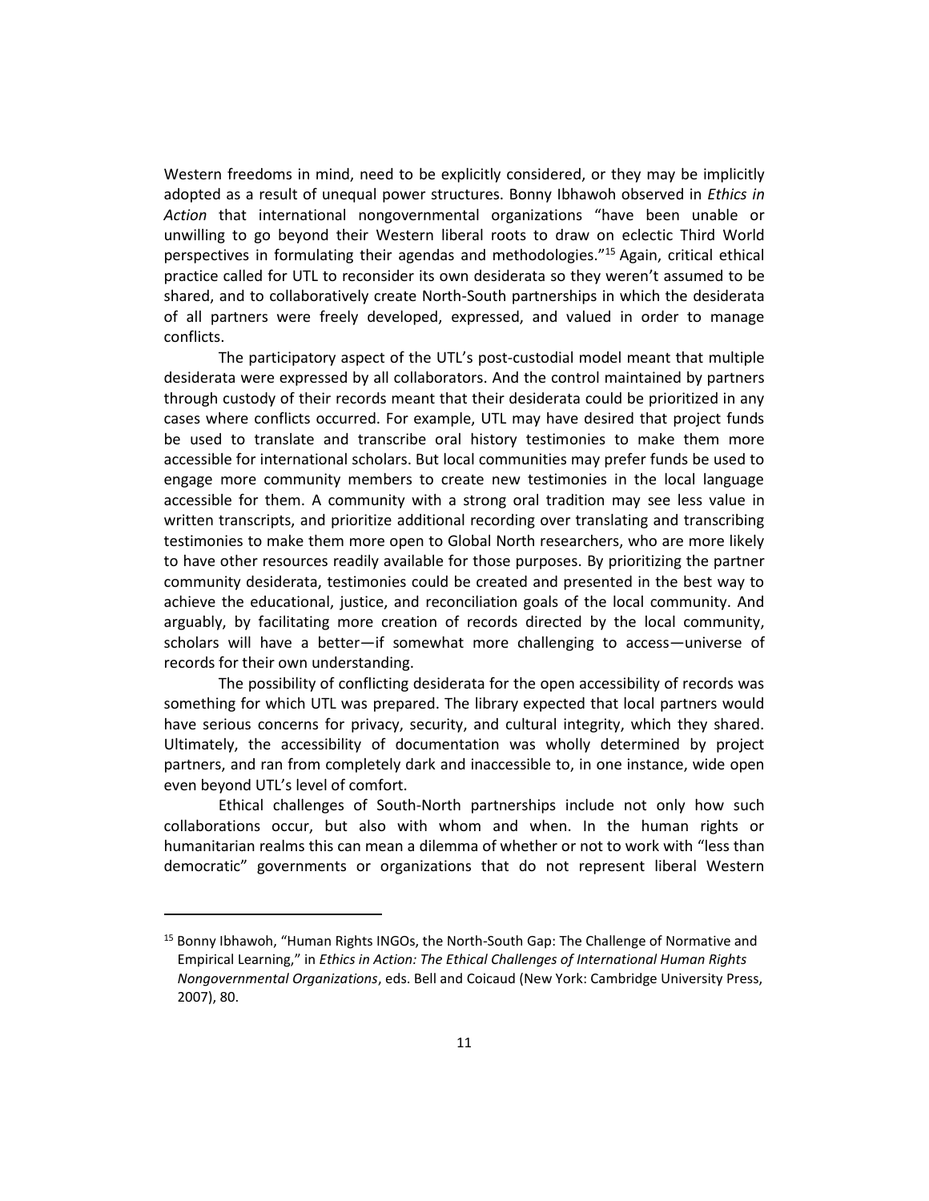Western freedoms in mind, need to be explicitly considered, or they may be implicitly adopted as a result of unequal power structures. Bonny Ibhawoh observed in *Ethics in Action* that international nongovernmental organizations "have been unable or unwilling to go beyond their Western liberal roots to draw on eclectic Third World perspectives in formulating their agendas and methodologies."[15] Again, critical ethical practice called for UTL to reconsider its own desiderata so they weren't assumed to be shared, and to collaboratively create North-South partnerships in which the desiderata of all partners were freely developed, expressed, and valued in order to manage conflicts.

The participatory aspect of the UTL's post-custodial model meant that multiple desiderata were expressed by all collaborators. And the control maintained by partners through custody of their records meant that their desiderata could be prioritized in any cases where conflicts occurred. For example, UTL may have desired that project funds be used to translate and transcribe oral history testimonies to make them more accessible for international scholars. But local communities may prefer funds be used to engage more community members to create new testimonies in the local language accessible for them. A community with a strong oral tradition may see less value in written transcripts, and prioritize additional recording over translating and transcribing testimonies to make them more open to Global North researchers, who are more likely to have other resources readily available for those purposes. By prioritizing the partner community desiderata, testimonies could be created and presented in the best way to achieve the educational, justice, and reconciliation goals of the local community. And arguably, by facilitating more creation of records directed by the local community, scholars will have a better—if somewhat more challenging to access—universe of records for their own understanding.

The possibility of conflicting desiderata for the open accessibility of records was something for which UTL was prepared. The library expected that local partners would have serious concerns for privacy, security, and cultural integrity, which they shared. Ultimately, the accessibility of documentation was wholly determined by project partners, and ran from completely dark and inaccessible to, in one instance, wide open even beyond UTL's level of comfort.

Ethical challenges of South-North partnerships include not only how such collaborations occur, but also with whom and when. In the human rights or humanitarian realms this can mean a dilemma of whether or not to work with "less than democratic" governments or organizations that do not represent liberal Western

---

[15] Bonny Ibhawoh, "Human Rights INGOs, the North-South Gap: The Challenge of Normative and Empirical Learning," in *Ethics in Action: The Ethical Challenges of International Human Rights Nongovernmental Organizations*, eds. Bell and Coicaud (New York: Cambridge University Press, 2007), 80.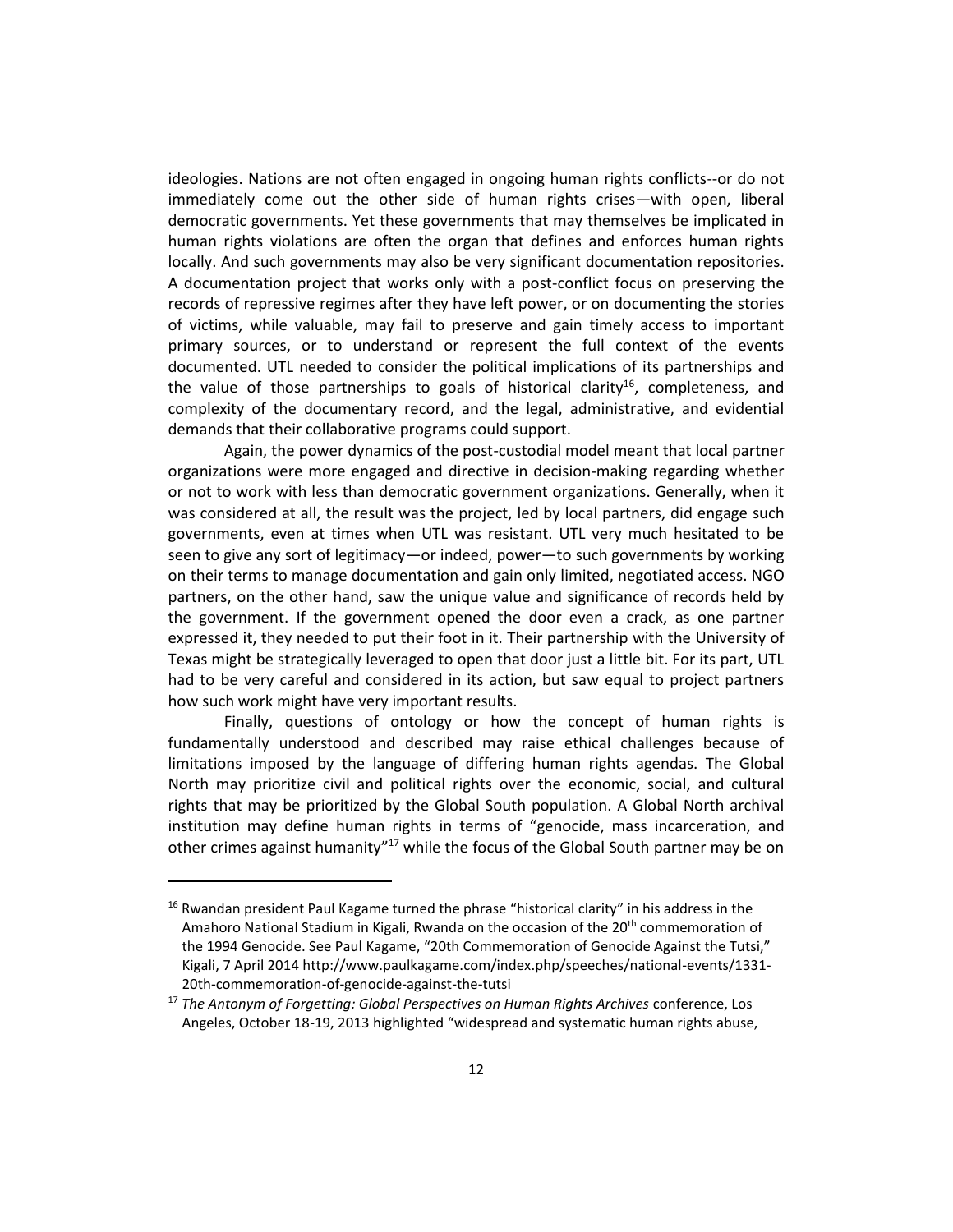ideologies. Nations are not often engaged in ongoing human rights conflicts--or do not immediately come out the other side of human rights crises—with open, liberal democratic governments. Yet these governments that may themselves be implicated in human rights violations are often the organ that defines and enforces human rights locally. And such governments may also be very significant documentation repositories. A documentation project that works only with a post-conflict focus on preserving the records of repressive regimes after they have left power, or on documenting the stories of victims, while valuable, may fail to preserve and gain timely access to important primary sources, or to understand or represent the full context of the events documented. UTL needed to consider the political implications of its partnerships and the value of those partnerships to goals of historical clarity[16], completeness, and complexity of the documentary record, and the legal, administrative, and evidential demands that their collaborative programs could support.

Again, the power dynamics of the post-custodial model meant that local partner organizations were more engaged and directive in decision-making regarding whether or not to work with less than democratic government organizations. Generally, when it was considered at all, the result was the project, led by local partners, did engage such governments, even at times when UTL was resistant. UTL very much hesitated to be seen to give any sort of legitimacy—or indeed, power—to such governments by working on their terms to manage documentation and gain only limited, negotiated access. NGO partners, on the other hand, saw the unique value and significance of records held by the government. If the government opened the door even a crack, as one partner expressed it, they needed to put their foot in it. Their partnership with the University of Texas might be strategically leveraged to open that door just a little bit. For its part, UTL had to be very careful and considered in its action, but saw equal to project partners how such work might have very important results.

Finally, questions of ontology or how the concept of human rights is fundamentally understood and described may raise ethical challenges because of limitations imposed by the language of differing human rights agendas. The Global North may prioritize civil and political rights over the economic, social, and cultural rights that may be prioritized by the Global South population. A Global North archival institution may define human rights in terms of "genocide, mass incarceration, and other crimes against humanity"[17] while the focus of the Global South partner may be on

---

[16] Rwandan president Paul Kagame turned the phrase "historical clarity" in his address in the Amahoro National Stadium in Kigali, Rwanda on the occasion of the 20th commemoration of the 1994 Genocide. See Paul Kagame, "20th Commemoration of Genocide Against the Tutsi," Kigali, 7 April 2014 http://www.paulkagame.com/index.php/speeches/national-events/1331-20th-commemoration-of-genocide-against-the-tutsi

[17] *The Antonym of Forgetting: Global Perspectives on Human Rights Archives* conference, Los Angeles, October 18-19, 2013 highlighted "widespread and systematic human rights abuse,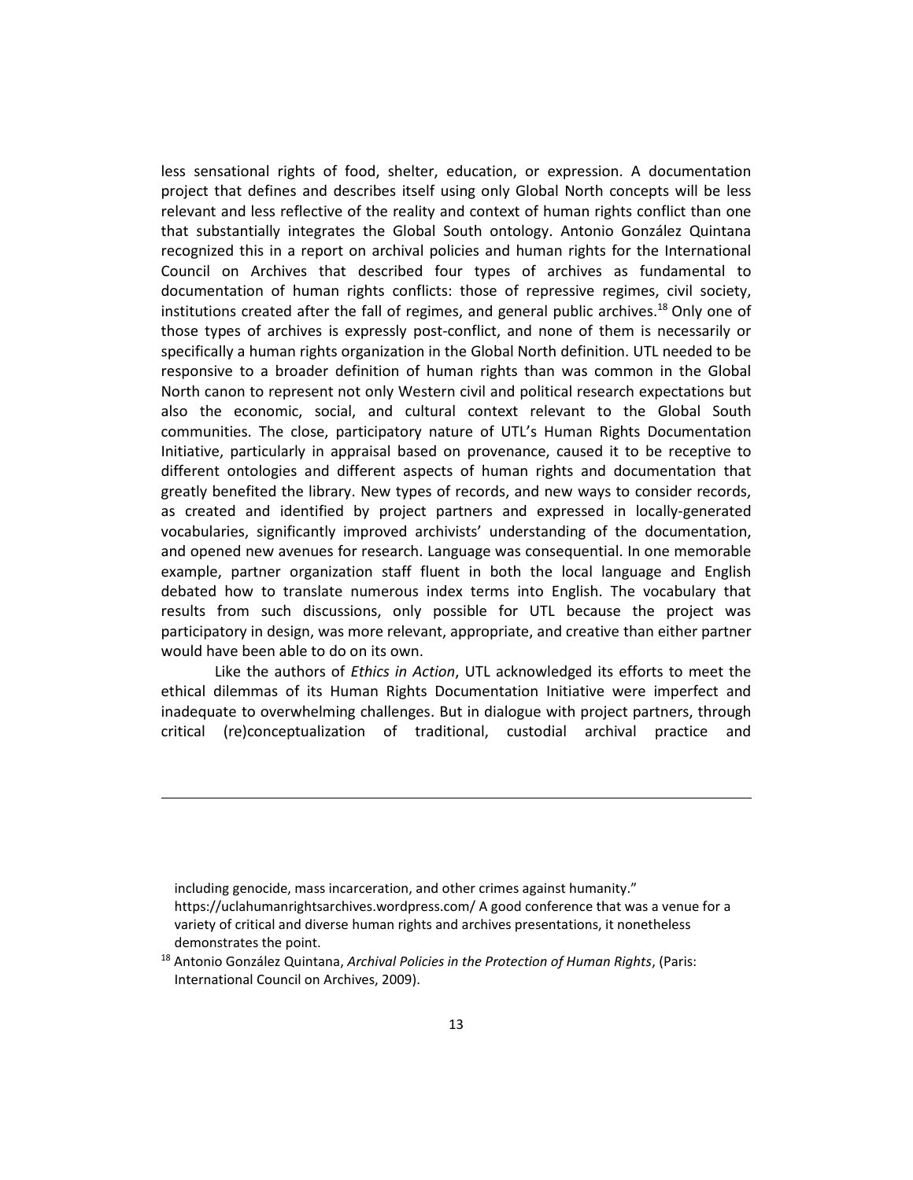less sensational rights of food, shelter, education, or expression. A documentation project that defines and describes itself using only Global North concepts will be less relevant and less reflective of the reality and context of human rights conflict than one that substantially integrates the Global South ontology. Antonio González Quintana recognized this in a report on archival policies and human rights for the International Council on Archives that described four types of archives as fundamental to documentation of human rights conflicts: those of repressive regimes, civil society, institutions created after the fall of regimes, and general public archives.[18] Only one of those types of archives is expressly post-conflict, and none of them is necessarily or specifically a human rights organization in the Global North definition. UTL needed to be responsive to a broader definition of human rights than was common in the Global North canon to represent not only Western civil and political research expectations but also the economic, social, and cultural context relevant to the Global South communities. The close, participatory nature of UTL's Human Rights Documentation Initiative, particularly in appraisal based on provenance, caused it to be receptive to different ontologies and different aspects of human rights and documentation that greatly benefited the library. New types of records, and new ways to consider records, as created and identified by project partners and expressed in locally-generated vocabularies, significantly improved archivists' understanding of the documentation, and opened new avenues for research. Language was consequential. In one memorable example, partner organization staff fluent in both the local language and English debated how to translate numerous index terms into English. The vocabulary that results from such discussions, only possible for UTL because the project was participatory in design, was more relevant, appropriate, and creative than either partner would have been able to do on its own.

Like the authors of *Ethics in Action*, UTL acknowledged its efforts to meet the ethical dilemmas of its Human Rights Documentation Initiative were imperfect and inadequate to overwhelming challenges. But in dialogue with project partners, through critical (re)conceptualization of traditional, custodial archival practice and

---

including genocide, mass incarceration, and other crimes against humanity." https://uclahumanrightsarchives.wordpress.com/ A good conference that was a venue for a variety of critical and diverse human rights and archives presentations, it nonetheless demonstrates the point.

[18] Antonio González Quintana, *Archival Policies in the Protection of Human Rights*, (Paris: International Council on Archives, 2009).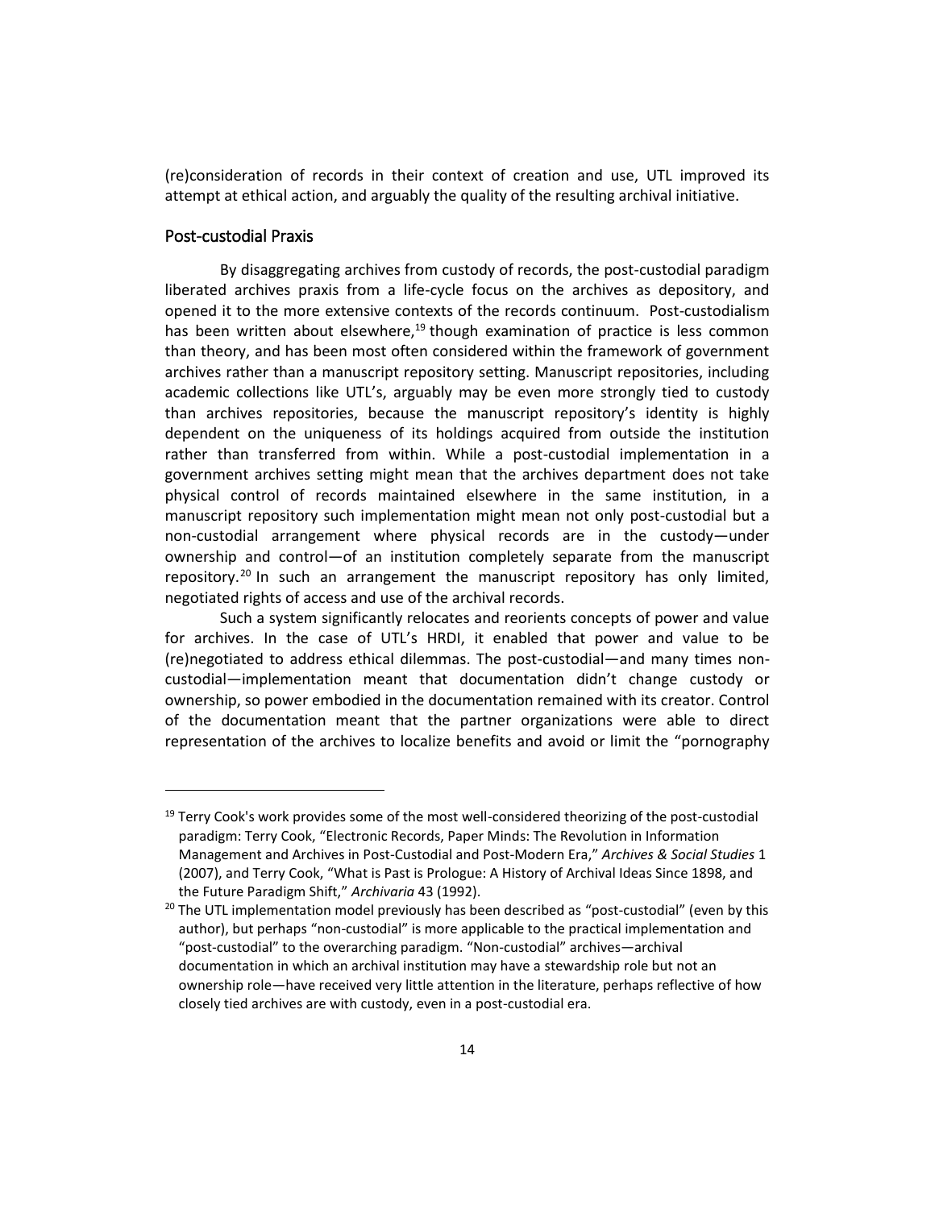(re)consideration of records in their context of creation and use, UTL improved its attempt at ethical action, and arguably the quality of the resulting archival initiative.

## Post-custodial Praxis

By disaggregating archives from custody of records, the post-custodial paradigm liberated archives praxis from a life-cycle focus on the archives as depository, and opened it to the more extensive contexts of the records continuum. Post-custodialism has been written about elsewhere,[19] though examination of practice is less common than theory, and has been most often considered within the framework of government archives rather than a manuscript repository setting. Manuscript repositories, including academic collections like UTL's, arguably may be even more strongly tied to custody than archives repositories, because the manuscript repository's identity is highly dependent on the uniqueness of its holdings acquired from outside the institution rather than transferred from within. While a post-custodial implementation in a government archives setting might mean that the archives department does not take physical control of records maintained elsewhere in the same institution, in a manuscript repository such implementation might mean not only post-custodial but a non-custodial arrangement where physical records are in the custody—under ownership and control—of an institution completely separate from the manuscript repository.[20] In such an arrangement the manuscript repository has only limited, negotiated rights of access and use of the archival records.

Such a system significantly relocates and reorients concepts of power and value for archives. In the case of UTL's HRDI, it enabled that power and value to be (re)negotiated to address ethical dilemmas. The post-custodial—and many times non-custodial—implementation meant that documentation didn't change custody or ownership, so power embodied in the documentation remained with its creator. Control of the documentation meant that the partner organizations were able to direct representation of the archives to localize benefits and avoid or limit the "pornography

---

[19] Terry Cook's work provides some of the most well-considered theorizing of the post-custodial paradigm: Terry Cook, "Electronic Records, Paper Minds: The Revolution in Information Management and Archives in Post-Custodial and Post-Modern Era," *Archives & Social Studies* 1 (2007), and Terry Cook, "What is Past is Prologue: A History of Archival Ideas Since 1898, and the Future Paradigm Shift," *Archivaria* 43 (1992).

[20] The UTL implementation model previously has been described as "post-custodial" (even by this author), but perhaps "non-custodial" is more applicable to the practical implementation and "post-custodial" to the overarching paradigm. "Non-custodial" archives—archival documentation in which an archival institution may have a stewardship role but not an ownership role—have received very little attention in the literature, perhaps reflective of how closely tied archives are with custody, even in a post-custodial era.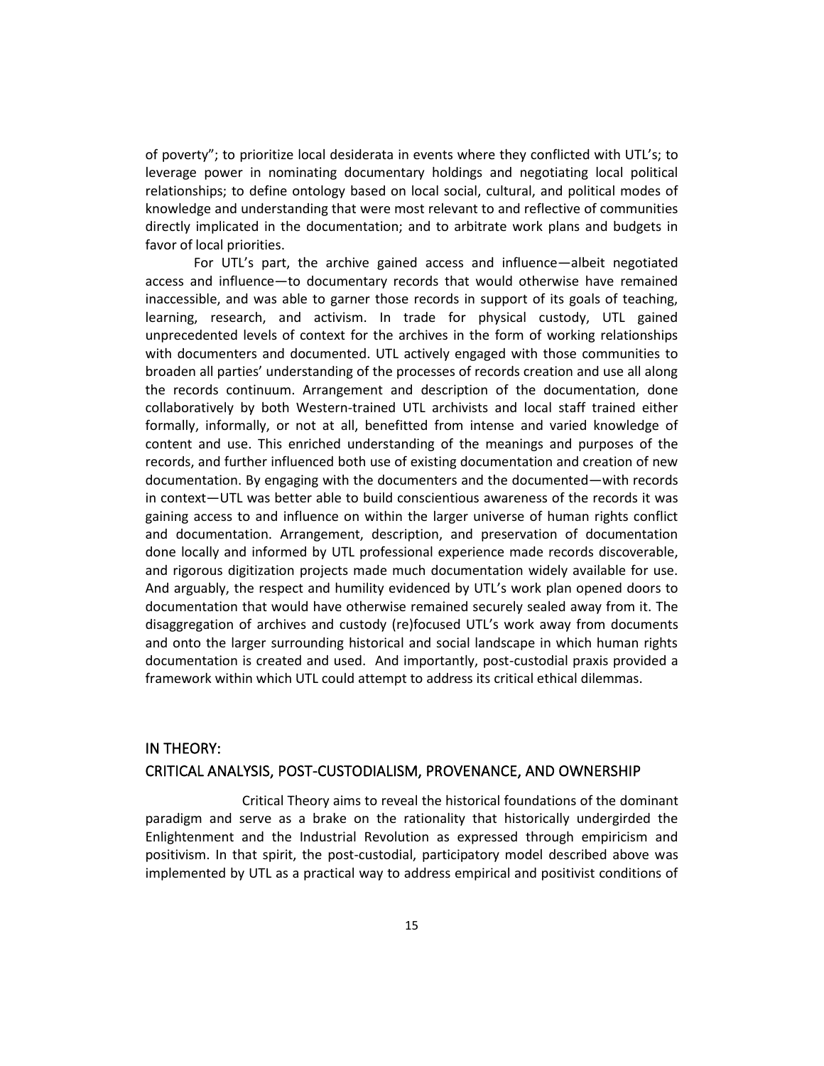of poverty"; to prioritize local desiderata in events where they conflicted with UTL's; to leverage power in nominating documentary holdings and negotiating local political relationships; to define ontology based on local social, cultural, and political modes of knowledge and understanding that were most relevant to and reflective of communities directly implicated in the documentation; and to arbitrate work plans and budgets in favor of local priorities.

For UTL's part, the archive gained access and influence—albeit negotiated access and influence—to documentary records that would otherwise have remained inaccessible, and was able to garner those records in support of its goals of teaching, learning, research, and activism. In trade for physical custody, UTL gained unprecedented levels of context for the archives in the form of working relationships with documenters and documented. UTL actively engaged with those communities to broaden all parties' understanding of the processes of records creation and use all along the records continuum. Arrangement and description of the documentation, done collaboratively by both Western-trained UTL archivists and local staff trained either formally, informally, or not at all, benefitted from intense and varied knowledge of content and use. This enriched understanding of the meanings and purposes of the records, and further influenced both use of existing documentation and creation of new documentation. By engaging with the documenters and the documented—with records in context—UTL was better able to build conscientious awareness of the records it was gaining access to and influence on within the larger universe of human rights conflict and documentation. Arrangement, description, and preservation of documentation done locally and informed by UTL professional experience made records discoverable, and rigorous digitization projects made much documentation widely available for use. And arguably, the respect and humility evidenced by UTL's work plan opened doors to documentation that would have otherwise remained securely sealed away from it. The disaggregation of archives and custody (re)focused UTL's work away from documents and onto the larger surrounding historical and social landscape in which human rights documentation is created and used. And importantly, post-custodial praxis provided a framework within which UTL could attempt to address its critical ethical dilemmas.

## IN THEORY:
## CRITICAL ANALYSIS, POST-CUSTODIALISM, PROVENANCE, AND OWNERSHIP

Critical Theory aims to reveal the historical foundations of the dominant paradigm and serve as a brake on the rationality that historically undergirded the Enlightenment and the Industrial Revolution as expressed through empiricism and positivism. In that spirit, the post-custodial, participatory model described above was implemented by UTL as a practical way to address empirical and positivist conditions of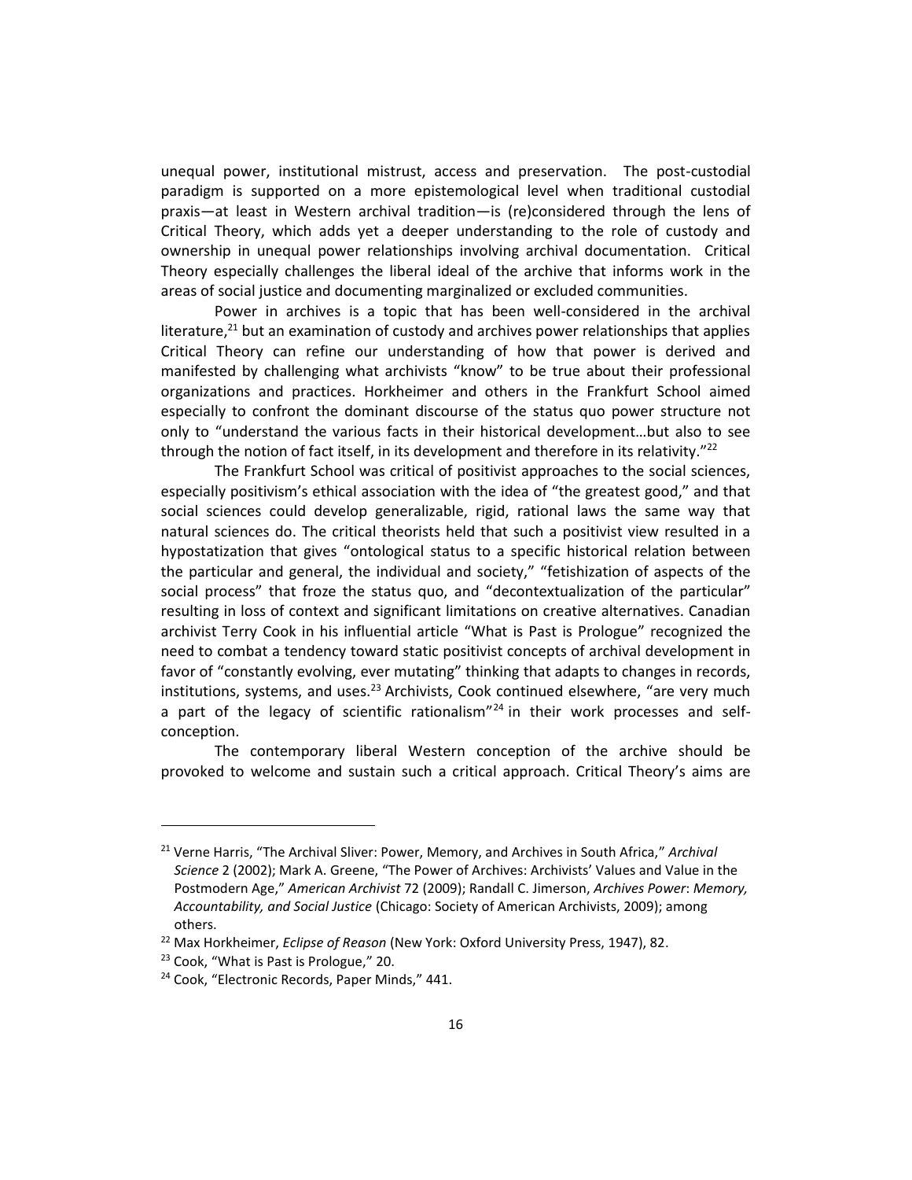unequal power, institutional mistrust, access and preservation. The post-custodial paradigm is supported on a more epistemological level when traditional custodial praxis—at least in Western archival tradition—is (re)considered through the lens of Critical Theory, which adds yet a deeper understanding to the role of custody and ownership in unequal power relationships involving archival documentation. Critical Theory especially challenges the liberal ideal of the archive that informs work in the areas of social justice and documenting marginalized or excluded communities.

Power in archives is a topic that has been well-considered in the archival literature,[21] but an examination of custody and archives power relationships that applies Critical Theory can refine our understanding of how that power is derived and manifested by challenging what archivists "know" to be true about their professional organizations and practices. Horkheimer and others in the Frankfurt School aimed especially to confront the dominant discourse of the status quo power structure not only to "understand the various facts in their historical development…but also to see through the notion of fact itself, in its development and therefore in its relativity."[22]

The Frankfurt School was critical of positivist approaches to the social sciences, especially positivism's ethical association with the idea of "the greatest good," and that social sciences could develop generalizable, rigid, rational laws the same way that natural sciences do. The critical theorists held that such a positivist view resulted in a hypostatization that gives "ontological status to a specific historical relation between the particular and general, the individual and society," "fetishization of aspects of the social process" that froze the status quo, and "decontextualization of the particular" resulting in loss of context and significant limitations on creative alternatives. Canadian archivist Terry Cook in his influential article "What is Past is Prologue" recognized the need to combat a tendency toward static positivist concepts of archival development in favor of "constantly evolving, ever mutating" thinking that adapts to changes in records, institutions, systems, and uses.[23] Archivists, Cook continued elsewhere, "are very much a part of the legacy of scientific rationalism"[24] in their work processes and self-conception.

The contemporary liberal Western conception of the archive should be provoked to welcome and sustain such a critical approach. Critical Theory's aims are

---

[21] Verne Harris, "The Archival Sliver: Power, Memory, and Archives in South Africa," *Archival Science* 2 (2002); Mark A. Greene, "The Power of Archives: Archivists' Values and Value in the Postmodern Age," *American Archivist* 72 (2009); Randall C. Jimerson, *Archives Power*: *Memory, Accountability, and Social Justice* (Chicago: Society of American Archivists, 2009); among others.

[22] Max Horkheimer, *Eclipse of Reason* (New York: Oxford University Press, 1947), 82.

[23] Cook, "What is Past is Prologue," 20.

[24] Cook, "Electronic Records, Paper Minds," 441.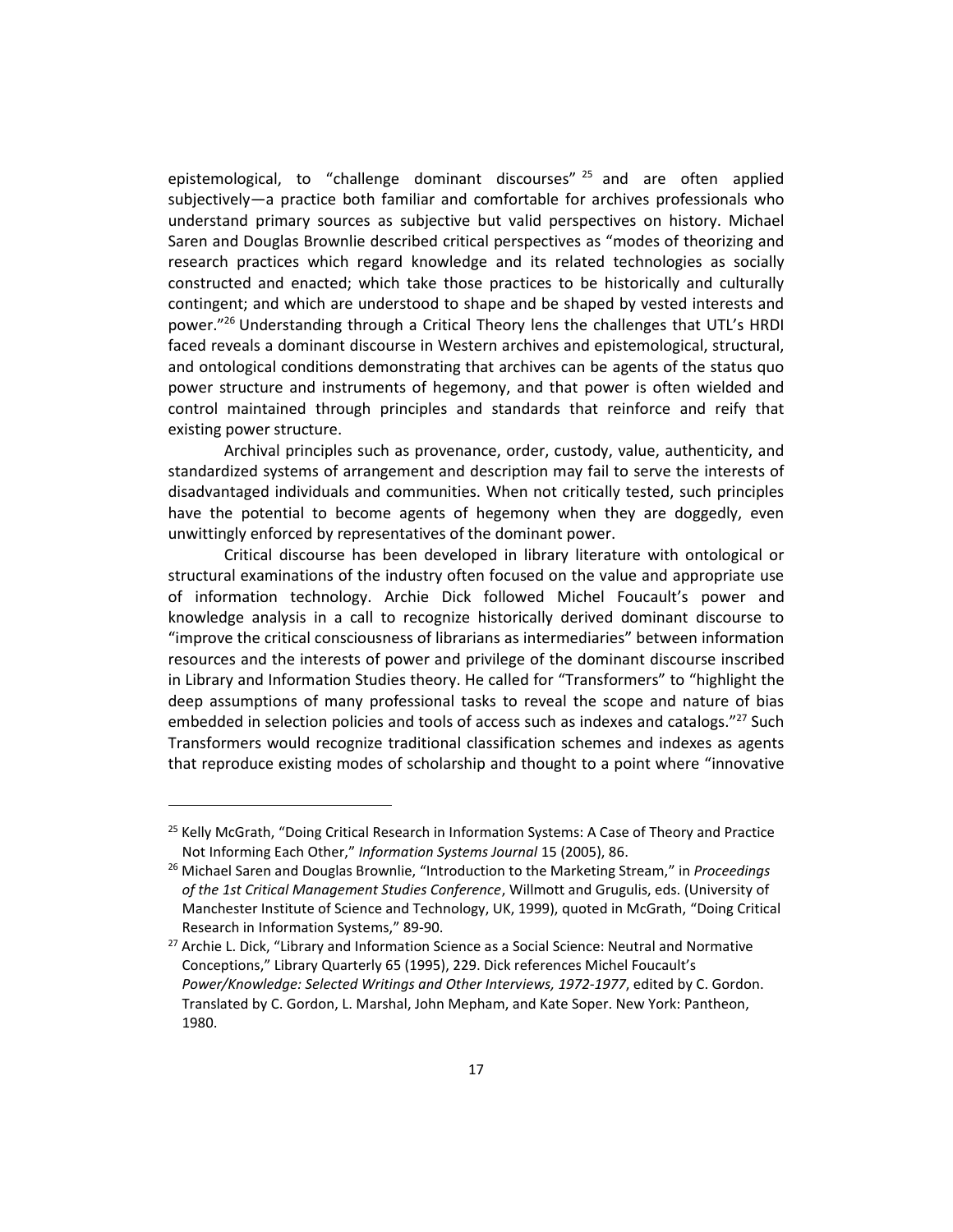epistemological, to "challenge dominant discourses"[25] and are often applied subjectively—a practice both familiar and comfortable for archives professionals who understand primary sources as subjective but valid perspectives on history. Michael Saren and Douglas Brownlie described critical perspectives as "modes of theorizing and research practices which regard knowledge and its related technologies as socially constructed and enacted; which take those practices to be historically and culturally contingent; and which are understood to shape and be shaped by vested interests and power."[26] Understanding through a Critical Theory lens the challenges that UTL's HRDI faced reveals a dominant discourse in Western archives and epistemological, structural, and ontological conditions demonstrating that archives can be agents of the status quo power structure and instruments of hegemony, and that power is often wielded and control maintained through principles and standards that reinforce and reify that existing power structure.

Archival principles such as provenance, order, custody, value, authenticity, and standardized systems of arrangement and description may fail to serve the interests of disadvantaged individuals and communities. When not critically tested, such principles have the potential to become agents of hegemony when they are doggedly, even unwittingly enforced by representatives of the dominant power.

Critical discourse has been developed in library literature with ontological or structural examinations of the industry often focused on the value and appropriate use of information technology. Archie Dick followed Michel Foucault's power and knowledge analysis in a call to recognize historically derived dominant discourse to "improve the critical consciousness of librarians as intermediaries" between information resources and the interests of power and privilege of the dominant discourse inscribed in Library and Information Studies theory. He called for "Transformers" to "highlight the deep assumptions of many professional tasks to reveal the scope and nature of bias embedded in selection policies and tools of access such as indexes and catalogs."[27] Such Transformers would recognize traditional classification schemes and indexes as agents that reproduce existing modes of scholarship and thought to a point where "innovative

---

[25] Kelly McGrath, "Doing Critical Research in Information Systems: A Case of Theory and Practice Not Informing Each Other," *Information Systems Journal* 15 (2005), 86.

[26] Michael Saren and Douglas Brownlie, "Introduction to the Marketing Stream," in *Proceedings of the 1st Critical Management Studies Conference*, Willmott and Grugulis, eds. (University of Manchester Institute of Science and Technology, UK, 1999), quoted in McGrath, "Doing Critical Research in Information Systems," 89-90.

[27] Archie L. Dick, "Library and Information Science as a Social Science: Neutral and Normative Conceptions," Library Quarterly 65 (1995), 229. Dick references Michel Foucault's *Power/Knowledge: Selected Writings and Other Interviews, 1972-1977*, edited by C. Gordon. Translated by C. Gordon, L. Marshal, John Mepham, and Kate Soper. New York: Pantheon, 1980.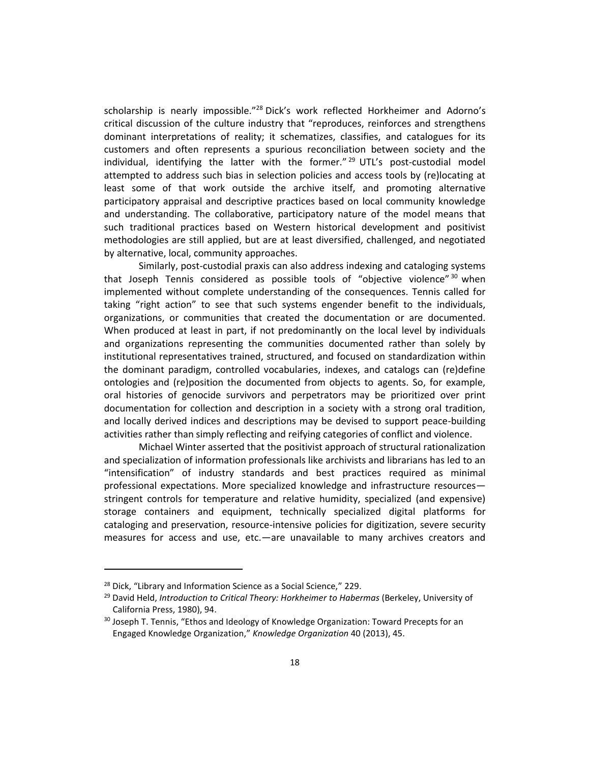scholarship is nearly impossible."[28] Dick's work reflected Horkheimer and Adorno's critical discussion of the culture industry that "reproduces, reinforces and strengthens dominant interpretations of reality; it schematizes, classifies, and catalogues for its customers and often represents a spurious reconciliation between society and the individual, identifying the latter with the former."[29] UTL's post-custodial model attempted to address such bias in selection policies and access tools by (re)locating at least some of that work outside the archive itself, and promoting alternative participatory appraisal and descriptive practices based on local community knowledge and understanding. The collaborative, participatory nature of the model means that such traditional practices based on Western historical development and positivist methodologies are still applied, but are at least diversified, challenged, and negotiated by alternative, local, community approaches.

Similarly, post-custodial praxis can also address indexing and cataloging systems that Joseph Tennis considered as possible tools of "objective violence"[30] when implemented without complete understanding of the consequences. Tennis called for taking "right action" to see that such systems engender benefit to the individuals, organizations, or communities that created the documentation or are documented. When produced at least in part, if not predominantly on the local level by individuals and organizations representing the communities documented rather than solely by institutional representatives trained, structured, and focused on standardization within the dominant paradigm, controlled vocabularies, indexes, and catalogs can (re)define ontologies and (re)position the documented from objects to agents. So, for example, oral histories of genocide survivors and perpetrators may be prioritized over print documentation for collection and description in a society with a strong oral tradition, and locally derived indices and descriptions may be devised to support peace-building activities rather than simply reflecting and reifying categories of conflict and violence.

Michael Winter asserted that the positivist approach of structural rationalization and specialization of information professionals like archivists and librarians has led to an "intensification" of industry standards and best practices required as minimal professional expectations. More specialized knowledge and infrastructure resources—stringent controls for temperature and relative humidity, specialized (and expensive) storage containers and equipment, technically specialized digital platforms for cataloging and preservation, resource-intensive policies for digitization, severe security measures for access and use, etc.—are unavailable to many archives creators and

---

[28] Dick, "Library and Information Science as a Social Science," 229.

[29] David Held, *Introduction to Critical Theory: Horkheimer to Habermas* (Berkeley, University of California Press, 1980), 94.

[30] Joseph T. Tennis, "Ethos and Ideology of Knowledge Organization: Toward Precepts for an Engaged Knowledge Organization," *Knowledge Organization* 40 (2013), 45.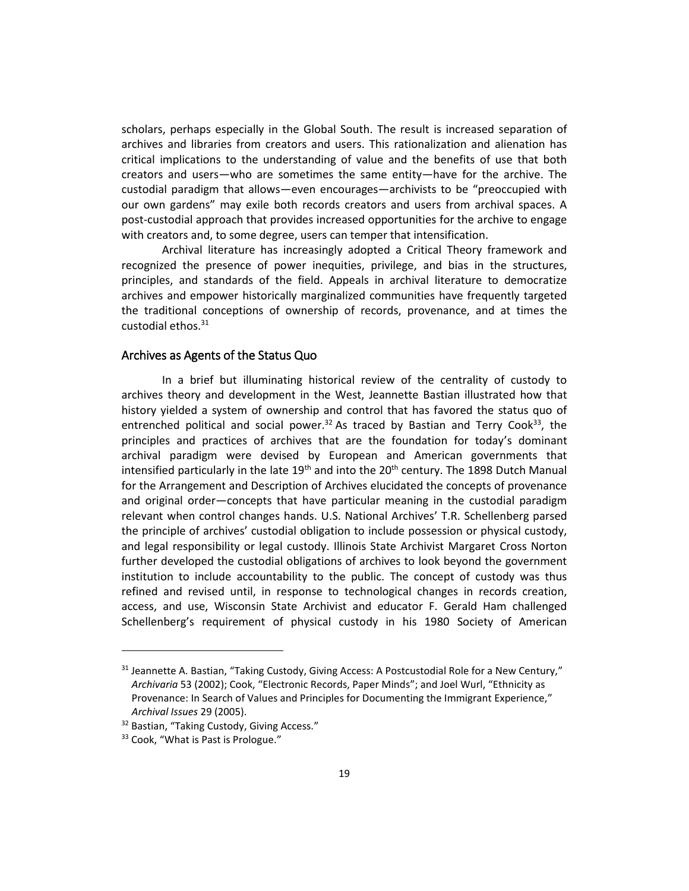scholars, perhaps especially in the Global South. The result is increased separation of archives and libraries from creators and users. This rationalization and alienation has critical implications to the understanding of value and the benefits of use that both creators and users—who are sometimes the same entity—have for the archive. The custodial paradigm that allows—even encourages—archivists to be "preoccupied with our own gardens" may exile both records creators and users from archival spaces. A post-custodial approach that provides increased opportunities for the archive to engage with creators and, to some degree, users can temper that intensification.

Archival literature has increasingly adopted a Critical Theory framework and recognized the presence of power inequities, privilege, and bias in the structures, principles, and standards of the field. Appeals in archival literature to democratize archives and empower historically marginalized communities have frequently targeted the traditional conceptions of ownership of records, provenance, and at times the custodial ethos.[31]

## Archives as Agents of the Status Quo

In a brief but illuminating historical review of the centrality of custody to archives theory and development in the West, Jeannette Bastian illustrated how that history yielded a system of ownership and control that has favored the status quo of entrenched political and social power.[32] As traced by Bastian and Terry Cook[33], the principles and practices of archives that are the foundation for today's dominant archival paradigm were devised by European and American governments that intensified particularly in the late 19th and into the 20th century. The 1898 Dutch Manual for the Arrangement and Description of Archives elucidated the concepts of provenance and original order—concepts that have particular meaning in the custodial paradigm relevant when control changes hands. U.S. National Archives' T.R. Schellenberg parsed the principle of archives' custodial obligation to include possession or physical custody, and legal responsibility or legal custody. Illinois State Archivist Margaret Cross Norton further developed the custodial obligations of archives to look beyond the government institution to include accountability to the public. The concept of custody was thus refined and revised until, in response to technological changes in records creation, access, and use, Wisconsin State Archivist and educator F. Gerald Ham challenged Schellenberg's requirement of physical custody in his 1980 Society of American

---

[31] Jeannette A. Bastian, "Taking Custody, Giving Access: A Postcustodial Role for a New Century," *Archivaria* 53 (2002); Cook, "Electronic Records, Paper Minds"; and Joel Wurl, "Ethnicity as Provenance: In Search of Values and Principles for Documenting the Immigrant Experience," *Archival Issues* 29 (2005).

[32] Bastian, "Taking Custody, Giving Access."

[33] Cook, "What is Past is Prologue."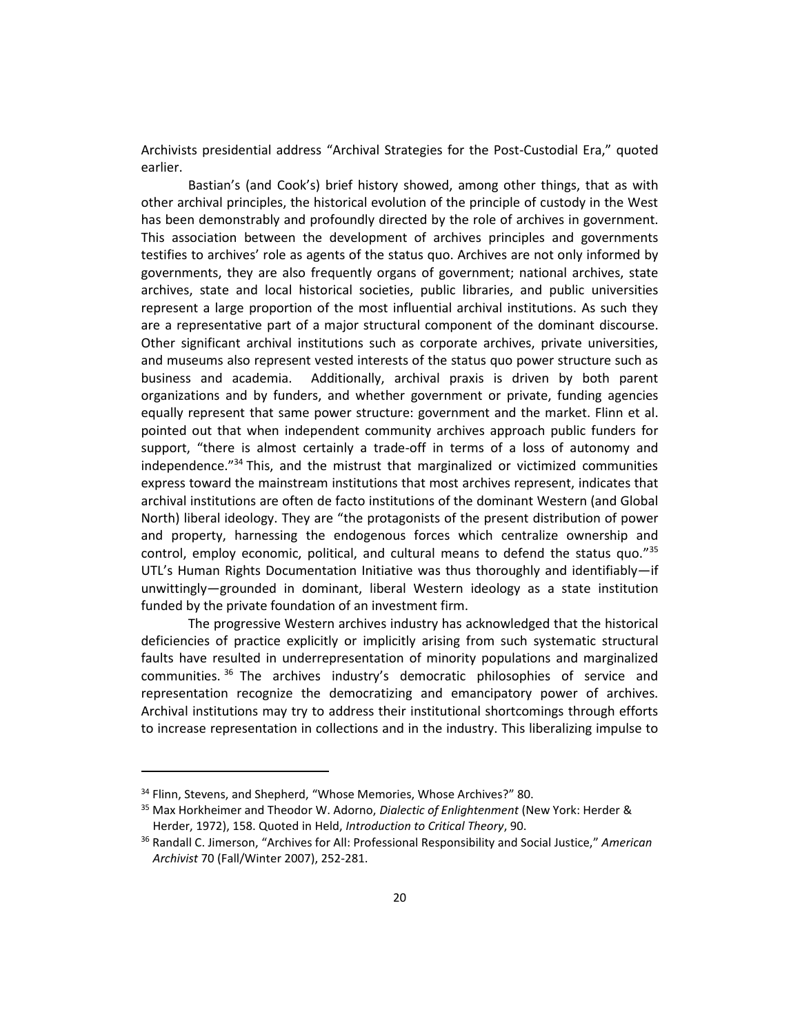Archivists presidential address "Archival Strategies for the Post-Custodial Era," quoted earlier.

Bastian's (and Cook's) brief history showed, among other things, that as with other archival principles, the historical evolution of the principle of custody in the West has been demonstrably and profoundly directed by the role of archives in government. This association between the development of archives principles and governments testifies to archives' role as agents of the status quo. Archives are not only informed by governments, they are also frequently organs of government; national archives, state archives, state and local historical societies, public libraries, and public universities represent a large proportion of the most influential archival institutions. As such they are a representative part of a major structural component of the dominant discourse. Other significant archival institutions such as corporate archives, private universities, and museums also represent vested interests of the status quo power structure such as business and academia. Additionally, archival praxis is driven by both parent organizations and by funders, and whether government or private, funding agencies equally represent that same power structure: government and the market. Flinn et al. pointed out that when independent community archives approach public funders for support, "there is almost certainly a trade-off in terms of a loss of autonomy and independence."[34] This, and the mistrust that marginalized or victimized communities express toward the mainstream institutions that most archives represent, indicates that archival institutions are often de facto institutions of the dominant Western (and Global North) liberal ideology. They are "the protagonists of the present distribution of power and property, harnessing the endogenous forces which centralize ownership and control, employ economic, political, and cultural means to defend the status quo."[35] UTL's Human Rights Documentation Initiative was thus thoroughly and identifiably—if unwittingly—grounded in dominant, liberal Western ideology as a state institution funded by the private foundation of an investment firm.

The progressive Western archives industry has acknowledged that the historical deficiencies of practice explicitly or implicitly arising from such systematic structural faults have resulted in underrepresentation of minority populations and marginalized communities.[36] The archives industry's democratic philosophies of service and representation recognize the democratizing and emancipatory power of archives. Archival institutions may try to address their institutional shortcomings through efforts to increase representation in collections and in the industry. This liberalizing impulse to

---

[34] Flinn, Stevens, and Shepherd, "Whose Memories, Whose Archives?" 80.

[35] Max Horkheimer and Theodor W. Adorno, *Dialectic of Enlightenment* (New York: Herder & Herder, 1972), 158. Quoted in Held, *Introduction to Critical Theory*, 90.

[36] Randall C. Jimerson, "Archives for All: Professional Responsibility and Social Justice," *American Archivist* 70 (Fall/Winter 2007), 252-281.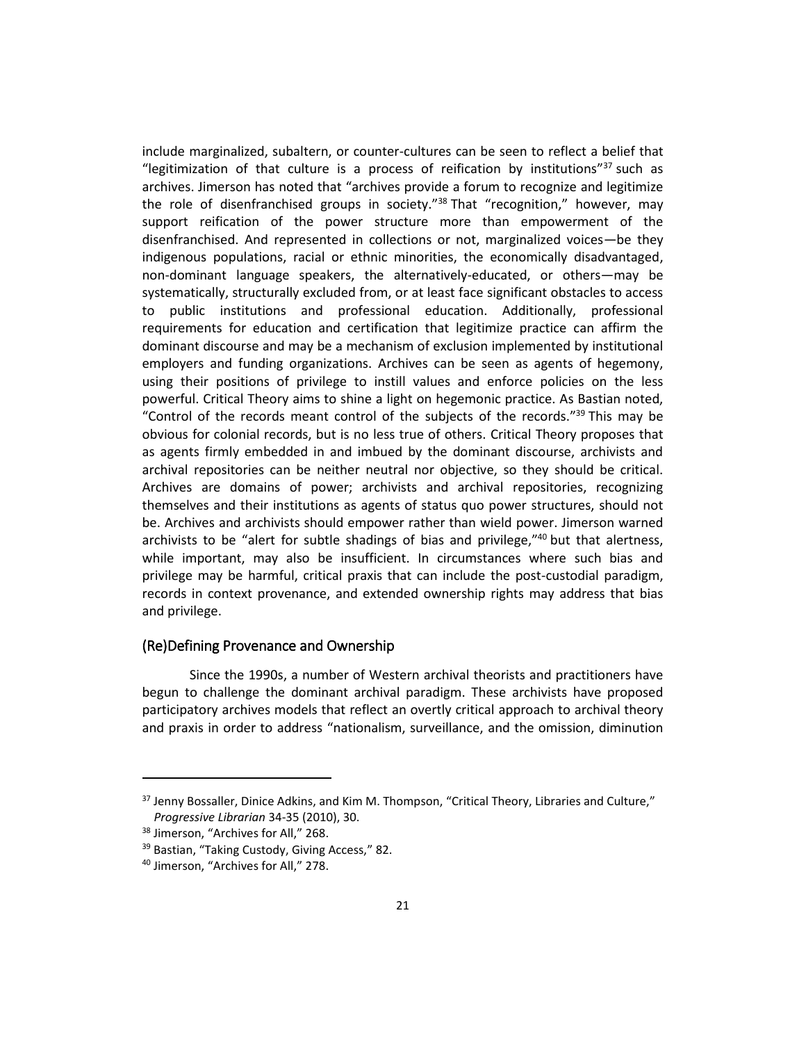include marginalized, subaltern, or counter-cultures can be seen to reflect a belief that "legitimization of that culture is a process of reification by institutions"[37] such as archives. Jimerson has noted that "archives provide a forum to recognize and legitimize the role of disenfranchised groups in society."[38] That "recognition," however, may support reification of the power structure more than empowerment of the disenfranchised. And represented in collections or not, marginalized voices—be they indigenous populations, racial or ethnic minorities, the economically disadvantaged, non-dominant language speakers, the alternatively-educated, or others—may be systematically, structurally excluded from, or at least face significant obstacles to access to public institutions and professional education. Additionally, professional requirements for education and certification that legitimize practice can affirm the dominant discourse and may be a mechanism of exclusion implemented by institutional employers and funding organizations. Archives can be seen as agents of hegemony, using their positions of privilege to instill values and enforce policies on the less powerful. Critical Theory aims to shine a light on hegemonic practice. As Bastian noted, "Control of the records meant control of the subjects of the records."[39] This may be obvious for colonial records, but is no less true of others. Critical Theory proposes that as agents firmly embedded in and imbued by the dominant discourse, archivists and archival repositories can be neither neutral nor objective, so they should be critical. Archives are domains of power; archivists and archival repositories, recognizing themselves and their institutions as agents of status quo power structures, should not be. Archives and archivists should empower rather than wield power. Jimerson warned archivists to be "alert for subtle shadings of bias and privilege,"[40] but that alertness, while important, may also be insufficient. In circumstances where such bias and privilege may be harmful, critical praxis that can include the post-custodial paradigm, records in context provenance, and extended ownership rights may address that bias and privilege.

## (Re)Defining Provenance and Ownership

Since the 1990s, a number of Western archival theorists and practitioners have begun to challenge the dominant archival paradigm. These archivists have proposed participatory archives models that reflect an overtly critical approach to archival theory and praxis in order to address "nationalism, surveillance, and the omission, diminution

---

[37] Jenny Bossaller, Dinice Adkins, and Kim M. Thompson, "Critical Theory, Libraries and Culture," *Progressive Librarian* 34-35 (2010), 30.

[38] Jimerson, "Archives for All," 268.

[39] Bastian, "Taking Custody, Giving Access," 82.

[40] Jimerson, "Archives for All," 278.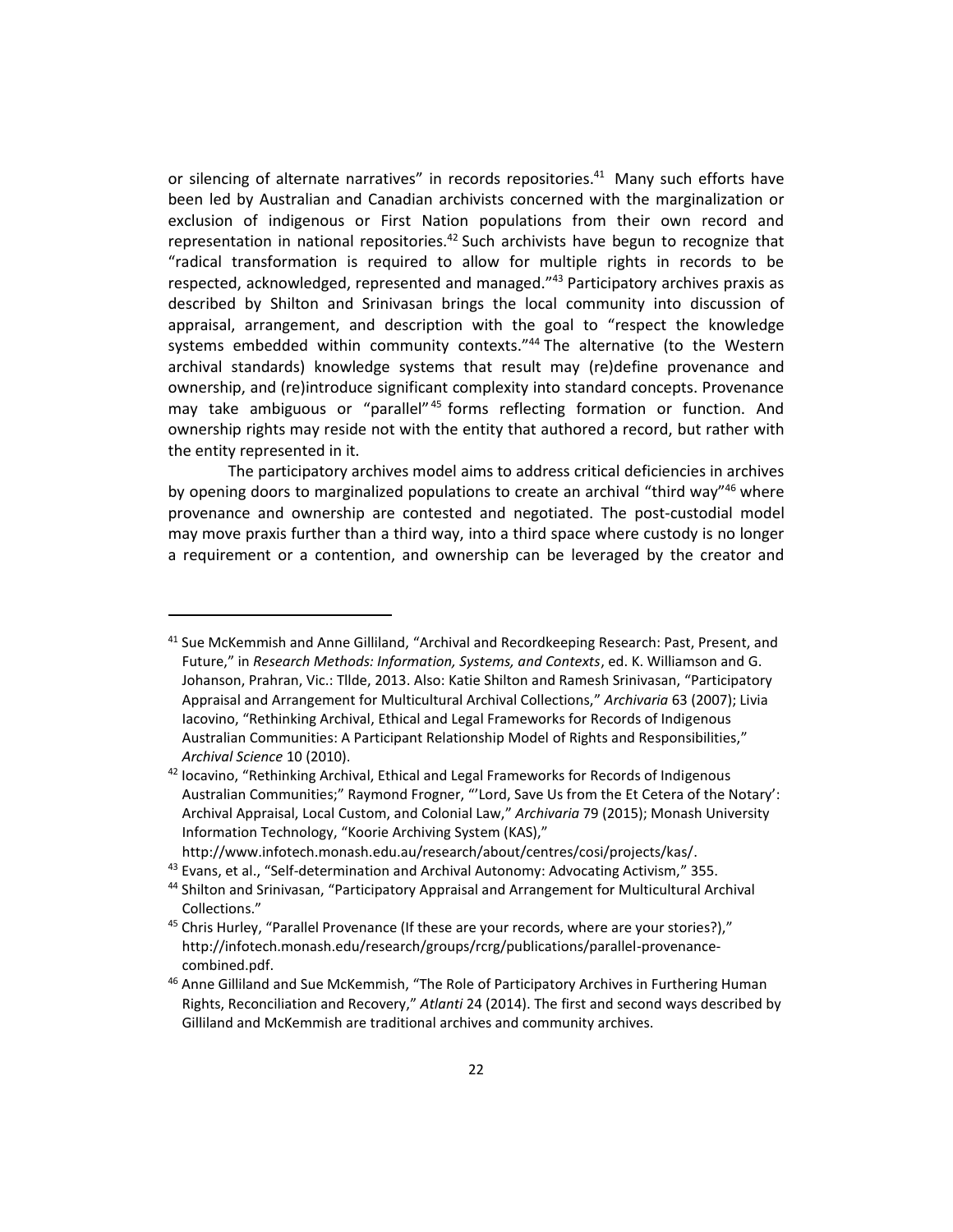or silencing of alternate narratives" in records repositories.[41] Many such efforts have been led by Australian and Canadian archivists concerned with the marginalization or exclusion of indigenous or First Nation populations from their own record and representation in national repositories.[42] Such archivists have begun to recognize that "radical transformation is required to allow for multiple rights in records to be respected, acknowledged, represented and managed."[43] Participatory archives praxis as described by Shilton and Srinivasan brings the local community into discussion of appraisal, arrangement, and description with the goal to "respect the knowledge systems embedded within community contexts."[44] The alternative (to the Western archival standards) knowledge systems that result may (re)define provenance and ownership, and (re)introduce significant complexity into standard concepts. Provenance may take ambiguous or "parallel"[45] forms reflecting formation or function. And ownership rights may reside not with the entity that authored a record, but rather with the entity represented in it.

The participatory archives model aims to address critical deficiencies in archives by opening doors to marginalized populations to create an archival "third way"[46] where provenance and ownership are contested and negotiated. The post-custodial model may move praxis further than a third way, into a third space where custody is no longer a requirement or a contention, and ownership can be leveraged by the creator and

---

[41] Sue McKemmish and Anne Gilliland, "Archival and Recordkeeping Research: Past, Present, and Future," in *Research Methods: Information, Systems, and Contexts*, ed. K. Williamson and G. Johanson, Prahran, Vic.: Tllde, 2013. Also: Katie Shilton and Ramesh Srinivasan, "Participatory Appraisal and Arrangement for Multicultural Archival Collections," *Archivaria* 63 (2007); Livia Iacovino, "Rethinking Archival, Ethical and Legal Frameworks for Records of Indigenous Australian Communities: A Participant Relationship Model of Rights and Responsibilities," *Archival Science* 10 (2010).

[42] Iocavino, "Rethinking Archival, Ethical and Legal Frameworks for Records of Indigenous Australian Communities;" Raymond Frogner, "'Lord, Save Us from the Et Cetera of the Notary': Archival Appraisal, Local Custom, and Colonial Law," *Archivaria* 79 (2015); Monash University Information Technology, "Koorie Archiving System (KAS)," http://www.infotech.monash.edu.au/research/about/centres/cosi/projects/kas/.

[43] Evans, et al., "Self-determination and Archival Autonomy: Advocating Activism," 355.

[44] Shilton and Srinivasan, "Participatory Appraisal and Arrangement for Multicultural Archival Collections."

[45] Chris Hurley, "Parallel Provenance (If these are your records, where are your stories?)," http://infotech.monash.edu/research/groups/rcrg/publications/parallel-provenance-combined.pdf.

[46] Anne Gilliland and Sue McKemmish, "The Role of Participatory Archives in Furthering Human Rights, Reconciliation and Recovery," *Atlanti* 24 (2014). The first and second ways described by Gilliland and McKemmish are traditional archives and community archives.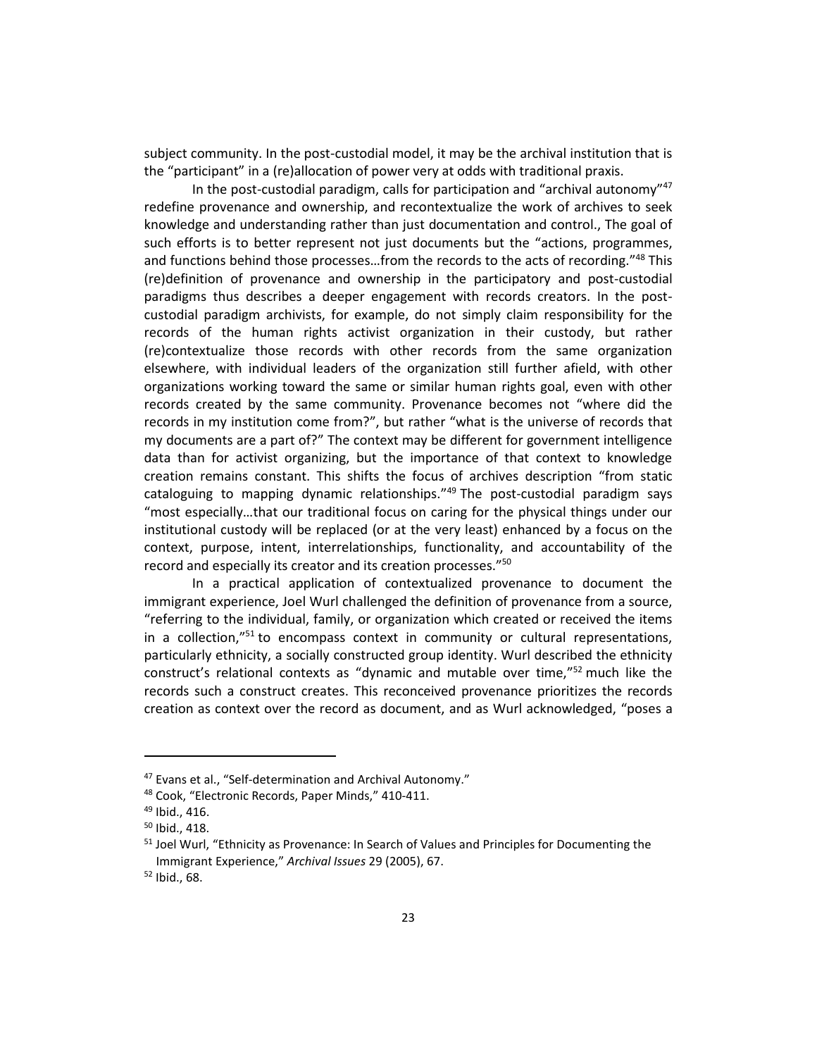subject community. In the post-custodial model, it may be the archival institution that is the "participant" in a (re)allocation of power very at odds with traditional praxis.

In the post-custodial paradigm, calls for participation and "archival autonomy"[47] redefine provenance and ownership, and recontextualize the work of archives to seek knowledge and understanding rather than just documentation and control., The goal of such efforts is to better represent not just documents but the "actions, programmes, and functions behind those processes…from the records to the acts of recording."[48] This (re)definition of provenance and ownership in the participatory and post-custodial paradigms thus describes a deeper engagement with records creators. In the post-custodial paradigm archivists, for example, do not simply claim responsibility for the records of the human rights activist organization in their custody, but rather (re)contextualize those records with other records from the same organization elsewhere, with individual leaders of the organization still further afield, with other organizations working toward the same or similar human rights goal, even with other records created by the same community. Provenance becomes not "where did the records in my institution come from?", but rather "what is the universe of records that my documents are a part of?" The context may be different for government intelligence data than for activist organizing, but the importance of that context to knowledge creation remains constant. This shifts the focus of archives description "from static cataloguing to mapping dynamic relationships."[49] The post-custodial paradigm says "most especially…that our traditional focus on caring for the physical things under our institutional custody will be replaced (or at the very least) enhanced by a focus on the context, purpose, intent, interrelationships, functionality, and accountability of the record and especially its creator and its creation processes."[50]

In a practical application of contextualized provenance to document the immigrant experience, Joel Wurl challenged the definition of provenance from a source, "referring to the individual, family, or organization which created or received the items in a collection,"[51] to encompass context in community or cultural representations, particularly ethnicity, a socially constructed group identity. Wurl described the ethnicity construct's relational contexts as "dynamic and mutable over time,"[52] much like the records such a construct creates. This reconceived provenance prioritizes the records creation as context over the record as document, and as Wurl acknowledged, "poses a

---

[47] Evans et al., "Self-determination and Archival Autonomy."

[48] Cook, "Electronic Records, Paper Minds," 410-411.

[49] Ibid., 416.

[50] Ibid., 418.

[51] Joel Wurl, "Ethnicity as Provenance: In Search of Values and Principles for Documenting the Immigrant Experience," *Archival Issues* 29 (2005), 67.

[52] Ibid., 68.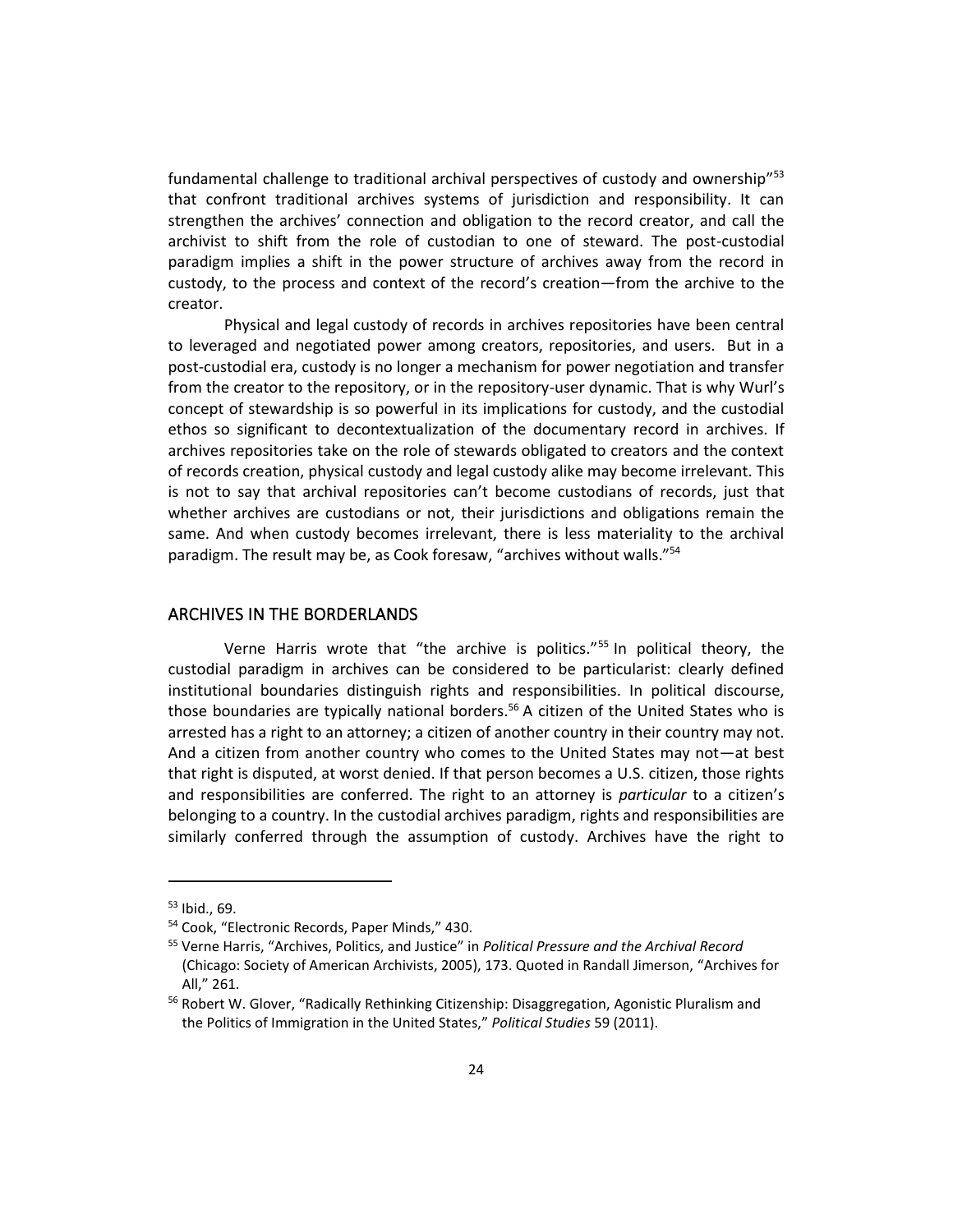fundamental challenge to traditional archival perspectives of custody and ownership"[53] that confront traditional archives systems of jurisdiction and responsibility. It can strengthen the archives' connection and obligation to the record creator, and call the archivist to shift from the role of custodian to one of steward. The post-custodial paradigm implies a shift in the power structure of archives away from the record in custody, to the process and context of the record's creation—from the archive to the creator.

Physical and legal custody of records in archives repositories have been central to leveraged and negotiated power among creators, repositories, and users. But in a post-custodial era, custody is no longer a mechanism for power negotiation and transfer from the creator to the repository, or in the repository-user dynamic. That is why Wurl's concept of stewardship is so powerful in its implications for custody, and the custodial ethos so significant to decontextualization of the documentary record in archives. If archives repositories take on the role of stewards obligated to creators and the context of records creation, physical custody and legal custody alike may become irrelevant. This is not to say that archival repositories can't become custodians of records, just that whether archives are custodians or not, their jurisdictions and obligations remain the same. And when custody becomes irrelevant, there is less materiality to the archival paradigm. The result may be, as Cook foresaw, "archives without walls."[54]

## ARCHIVES IN THE BORDERLANDS

Verne Harris wrote that "the archive is politics."[55] In political theory, the custodial paradigm in archives can be considered to be particularist: clearly defined institutional boundaries distinguish rights and responsibilities. In political discourse, those boundaries are typically national borders.[56] A citizen of the United States who is arrested has a right to an attorney; a citizen of another country in their country may not. And a citizen from another country who comes to the United States may not—at best that right is disputed, at worst denied. If that person becomes a U.S. citizen, those rights and responsibilities are conferred. The right to an attorney is *particular* to a citizen's belonging to a country. In the custodial archives paradigm, rights and responsibilities are similarly conferred through the assumption of custody. Archives have the right to

---

[53] Ibid., 69.

[54] Cook, "Electronic Records, Paper Minds," 430.

[55] Verne Harris, "Archives, Politics, and Justice" in *Political Pressure and the Archival Record* (Chicago: Society of American Archivists, 2005), 173. Quoted in Randall Jimerson, "Archives for All," 261.

[56] Robert W. Glover, "Radically Rethinking Citizenship: Disaggregation, Agonistic Pluralism and the Politics of Immigration in the United States," *Political Studies* 59 (2011).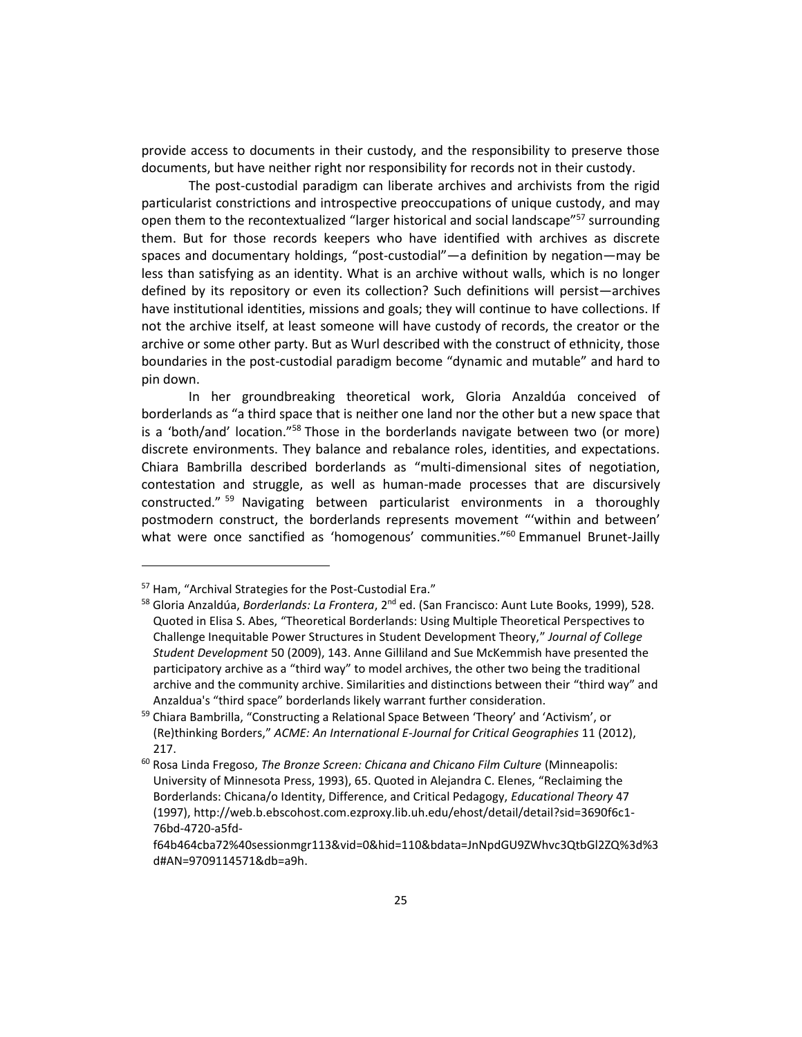provide access to documents in their custody, and the responsibility to preserve those documents, but have neither right nor responsibility for records not in their custody.

The post-custodial paradigm can liberate archives and archivists from the rigid particularist constrictions and introspective preoccupations of unique custody, and may open them to the recontextualized "larger historical and social landscape"[57] surrounding them. But for those records keepers who have identified with archives as discrete spaces and documentary holdings, "post-custodial"—a definition by negation—may be less than satisfying as an identity. What is an archive without walls, which is no longer defined by its repository or even its collection? Such definitions will persist—archives have institutional identities, missions and goals; they will continue to have collections. If not the archive itself, at least someone will have custody of records, the creator or the archive or some other party. But as Wurl described with the construct of ethnicity, those boundaries in the post-custodial paradigm become "dynamic and mutable" and hard to pin down.

In her groundbreaking theoretical work, Gloria Anzaldúa conceived of borderlands as "a third space that is neither one land nor the other but a new space that is a 'both/and' location."[58] Those in the borderlands navigate between two (or more) discrete environments. They balance and rebalance roles, identities, and expectations. Chiara Bambrilla described borderlands as "multi-dimensional sites of negotiation, contestation and struggle, as well as human-made processes that are discursively constructed." [59] Navigating between particularist environments in a thoroughly postmodern construct, the borderlands represents movement "'within and between' what were once sanctified as 'homogenous' communities."[60] Emmanuel Brunet-Jailly

---

[57] Ham, "Archival Strategies for the Post-Custodial Era."

[58] Gloria Anzaldúa, *Borderlands: La Frontera*, 2nd ed. (San Francisco: Aunt Lute Books, 1999), 528. Quoted in Elisa S. Abes, "Theoretical Borderlands: Using Multiple Theoretical Perspectives to Challenge Inequitable Power Structures in Student Development Theory," *Journal of College Student Development* 50 (2009), 143. Anne Gilliland and Sue McKemmish have presented the participatory archive as a "third way" to model archives, the other two being the traditional archive and the community archive. Similarities and distinctions between their "third way" and Anzaldua's "third space" borderlands likely warrant further consideration.

[59] Chiara Bambrilla, "Constructing a Relational Space Between 'Theory' and 'Activism', or (Re)thinking Borders," *ACME: An International E-Journal for Critical Geographies* 11 (2012), 217.

[60] Rosa Linda Fregoso, *The Bronze Screen: Chicana and Chicano Film Culture* (Minneapolis: University of Minnesota Press, 1993), 65. Quoted in Alejandra C. Elenes, "Reclaiming the Borderlands: Chicana/o Identity, Difference, and Critical Pedagogy, *Educational Theory* 47 (1997), http://web.b.ebscohost.com.ezproxy.lib.uh.edu/ehost/detail/detail?sid=3690f6c1-76bd-4720-a5fd-f64b464cba72%40sessionmgr113&vid=0&hid=110&bdata=JnNpdGU9ZWhvc3QtbGl2ZQ%3d%3d#AN=9709114571&db=a9h.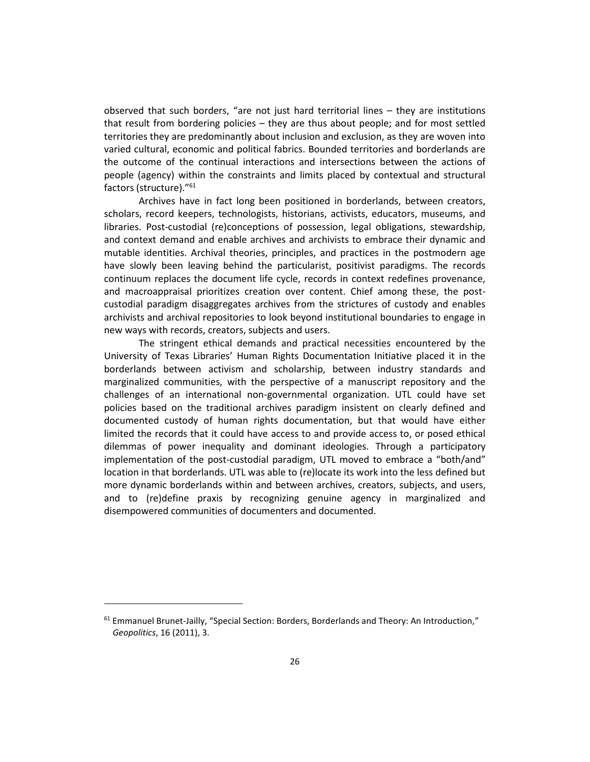observed that such borders, "are not just hard territorial lines – they are institutions that result from bordering policies – they are thus about people; and for most settled territories they are predominantly about inclusion and exclusion, as they are woven into varied cultural, economic and political fabrics. Bounded territories and borderlands are the outcome of the continual interactions and intersections between the actions of people (agency) within the constraints and limits placed by contextual and structural factors (structure)."[61]

Archives have in fact long been positioned in borderlands, between creators, scholars, record keepers, technologists, historians, activists, educators, museums, and libraries. Post-custodial (re)conceptions of possession, legal obligations, stewardship, and context demand and enable archives and archivists to embrace their dynamic and mutable identities. Archival theories, principles, and practices in the postmodern age have slowly been leaving behind the particularist, positivist paradigms. The records continuum replaces the document life cycle, records in context redefines provenance, and macroappraisal prioritizes creation over content. Chief among these, the post-custodial paradigm disaggregates archives from the strictures of custody and enables archivists and archival repositories to look beyond institutional boundaries to engage in new ways with records, creators, subjects and users.

The stringent ethical demands and practical necessities encountered by the University of Texas Libraries' Human Rights Documentation Initiative placed it in the borderlands between activism and scholarship, between industry standards and marginalized communities, with the perspective of a manuscript repository and the challenges of an international non-governmental organization. UTL could have set policies based on the traditional archives paradigm insistent on clearly defined and documented custody of human rights documentation, but that would have either limited the records that it could have access to and provide access to, or posed ethical dilemmas of power inequality and dominant ideologies. Through a participatory implementation of the post-custodial paradigm, UTL moved to embrace a "both/and" location in that borderlands. UTL was able to (re)locate its work into the less defined but more dynamic borderlands within and between archives, creators, subjects, and users, and to (re)define praxis by recognizing genuine agency in marginalized and disempowered communities of documenters and documented.

---

[61] Emmanuel Brunet-Jailly, "Special Section: Borders, Borderlands and Theory: An Introduction," *Geopolitics*, 16 (2011), 3.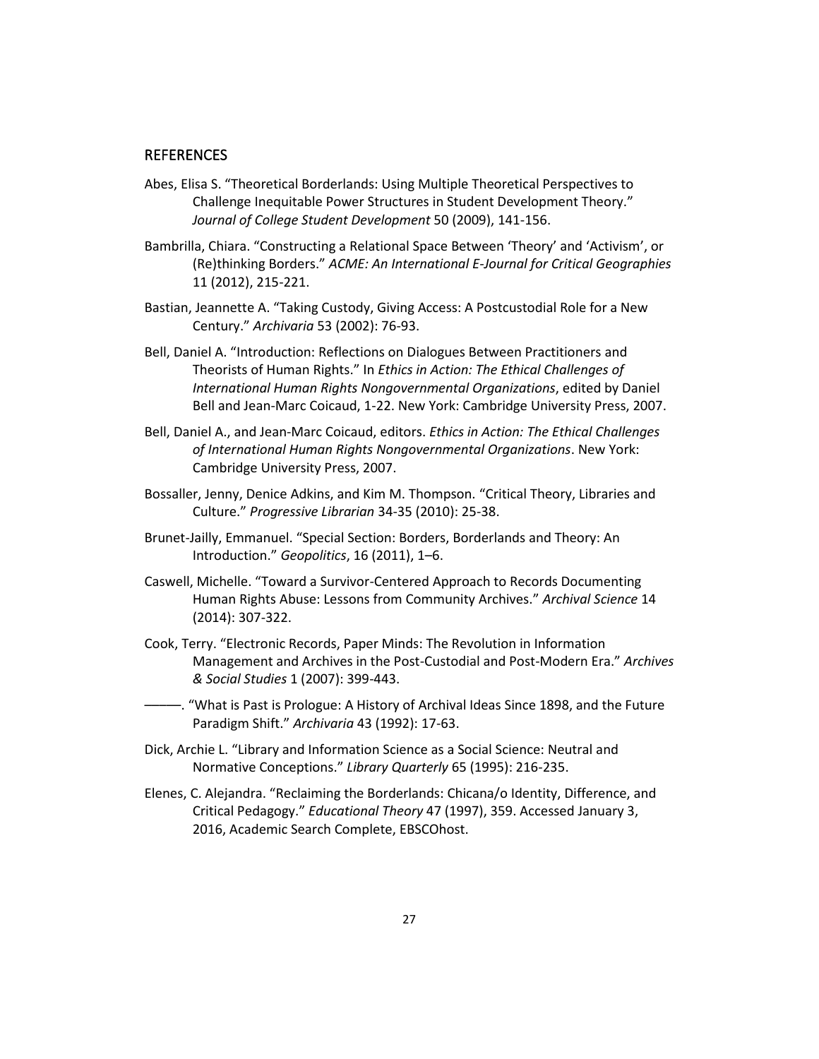## REFERENCES

Abes, Elisa S. "Theoretical Borderlands: Using Multiple Theoretical Perspectives to Challenge Inequitable Power Structures in Student Development Theory." *Journal of College Student Development* 50 (2009), 141-156.

Bambrilla, Chiara. "Constructing a Relational Space Between 'Theory' and 'Activism', or (Re)thinking Borders." *ACME: An International E-Journal for Critical Geographies* 11 (2012), 215-221.

Bastian, Jeannette A. "Taking Custody, Giving Access: A Postcustodial Role for a New Century." *Archivaria* 53 (2002): 76-93.

Bell, Daniel A. "Introduction: Reflections on Dialogues Between Practitioners and Theorists of Human Rights." In *Ethics in Action: The Ethical Challenges of International Human Rights Nongovernmental Organizations*, edited by Daniel Bell and Jean-Marc Coicaud, 1-22. New York: Cambridge University Press, 2007.

Bell, Daniel A., and Jean-Marc Coicaud, editors. *Ethics in Action: The Ethical Challenges of International Human Rights Nongovernmental Organizations*. New York: Cambridge University Press, 2007.

Bossaller, Jenny, Denice Adkins, and Kim M. Thompson. "Critical Theory, Libraries and Culture." *Progressive Librarian* 34-35 (2010): 25-38.

Brunet-Jailly, Emmanuel. "Special Section: Borders, Borderlands and Theory: An Introduction." *Geopolitics*, 16 (2011), 1–6.

Caswell, Michelle. "Toward a Survivor-Centered Approach to Records Documenting Human Rights Abuse: Lessons from Community Archives." *Archival Science* 14 (2014): 307-322.

Cook, Terry. "Electronic Records, Paper Minds: The Revolution in Information Management and Archives in the Post-Custodial and Post-Modern Era." *Archives & Social Studies* 1 (2007): 399-443.

———. "What is Past is Prologue: A History of Archival Ideas Since 1898, and the Future Paradigm Shift." *Archivaria* 43 (1992): 17-63.

Dick, Archie L. "Library and Information Science as a Social Science: Neutral and Normative Conceptions." *Library Quarterly* 65 (1995): 216-235.

Elenes, C. Alejandra. "Reclaiming the Borderlands: Chicana/o Identity, Difference, and Critical Pedagogy." *Educational Theory* 47 (1997), 359. Accessed January 3, 2016, Academic Search Complete, EBSCOhost.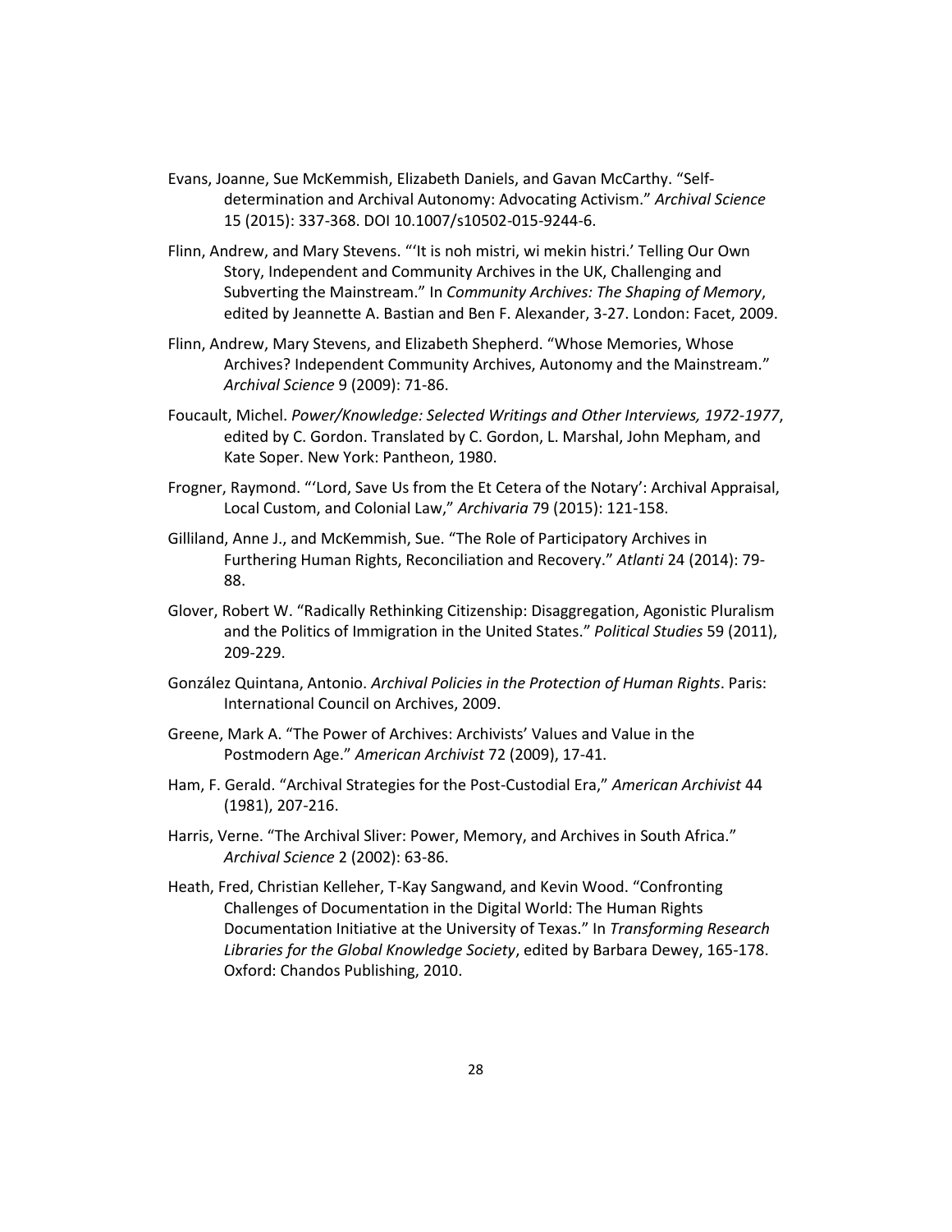Evans, Joanne, Sue McKemmish, Elizabeth Daniels, and Gavan McCarthy. “Self-determination and Archival Autonomy: Advocating Activism.” *Archival Science* 15 (2015): 337-368. DOI 10.1007/s10502-015-9244-6.

Flinn, Andrew, and Mary Stevens. “‘It is noh mistri, wi mekin histri.’ Telling Our Own Story, Independent and Community Archives in the UK, Challenging and Subverting the Mainstream.” In *Community Archives: The Shaping of Memory*, edited by Jeannette A. Bastian and Ben F. Alexander, 3-27. London: Facet, 2009.

Flinn, Andrew, Mary Stevens, and Elizabeth Shepherd. “Whose Memories, Whose Archives? Independent Community Archives, Autonomy and the Mainstream.” *Archival Science* 9 (2009): 71-86.

Foucault, Michel. *Power/Knowledge: Selected Writings and Other Interviews, 1972-1977*, edited by C. Gordon. Translated by C. Gordon, L. Marshal, John Mepham, and Kate Soper. New York: Pantheon, 1980.

Frogner, Raymond. “‘Lord, Save Us from the Et Cetera of the Notary’: Archival Appraisal, Local Custom, and Colonial Law,” *Archivaria* 79 (2015): 121-158.

Gilliland, Anne J., and McKemmish, Sue. “The Role of Participatory Archives in Furthering Human Rights, Reconciliation and Recovery.” *Atlanti* 24 (2014): 79-88.

Glover, Robert W. “Radically Rethinking Citizenship: Disaggregation, Agonistic Pluralism and the Politics of Immigration in the United States.” *Political Studies* 59 (2011), 209-229.

González Quintana, Antonio. *Archival Policies in the Protection of Human Rights*. Paris: International Council on Archives, 2009.

Greene, Mark A. “The Power of Archives: Archivists’ Values and Value in the Postmodern Age.” *American Archivist* 72 (2009), 17-41.

Ham, F. Gerald. “Archival Strategies for the Post-Custodial Era,” *American Archivist* 44 (1981), 207-216.

Harris, Verne. “The Archival Sliver: Power, Memory, and Archives in South Africa.” *Archival Science* 2 (2002): 63-86.

Heath, Fred, Christian Kelleher, T-Kay Sangwand, and Kevin Wood. “Confronting Challenges of Documentation in the Digital World: The Human Rights Documentation Initiative at the University of Texas.” In *Transforming Research Libraries for the Global Knowledge Society*, edited by Barbara Dewey, 165-178. Oxford: Chandos Publishing, 2010.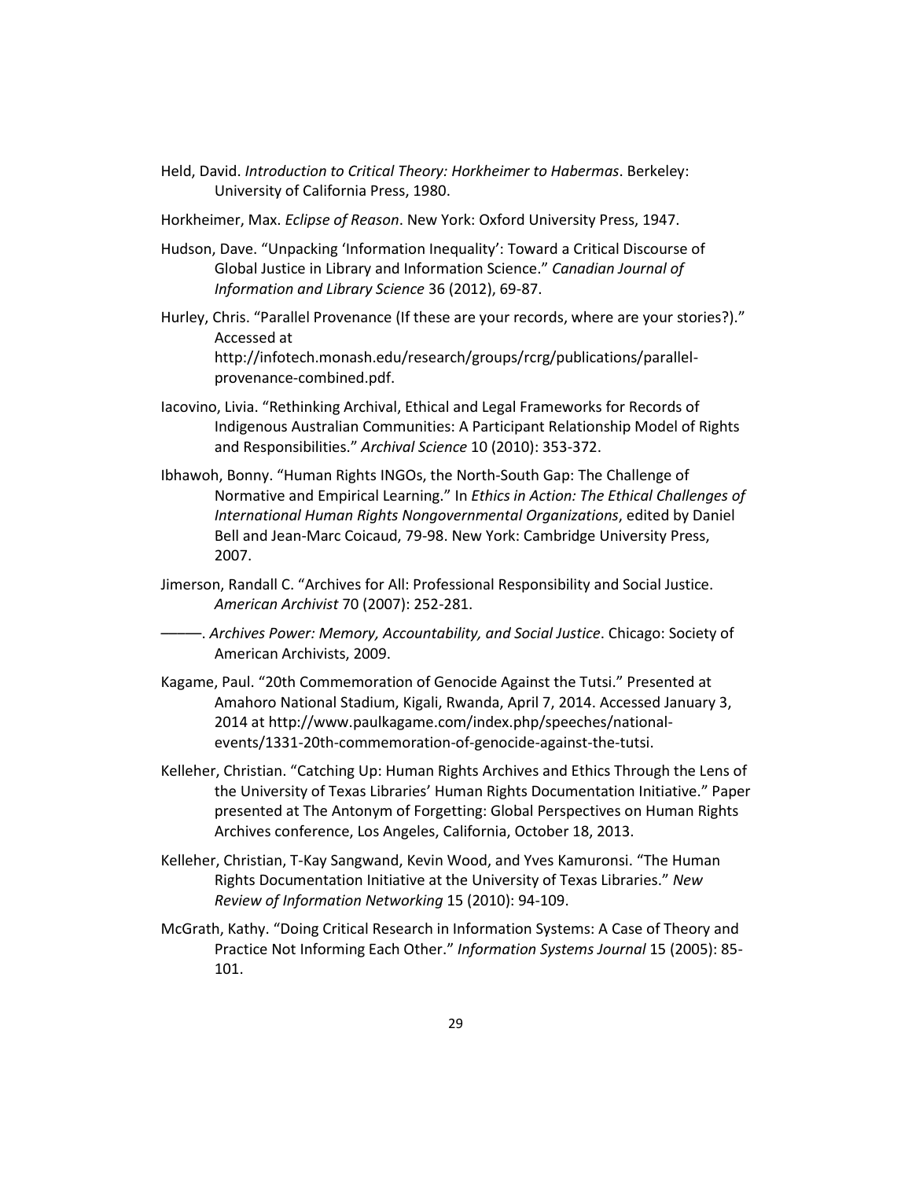Held, David. *Introduction to Critical Theory: Horkheimer to Habermas*. Berkeley: University of California Press, 1980.

Horkheimer, Max. *Eclipse of Reason*. New York: Oxford University Press, 1947.

Hudson, Dave. "Unpacking 'Information Inequality': Toward a Critical Discourse of Global Justice in Library and Information Science." *Canadian Journal of Information and Library Science* 36 (2012), 69-87.

Hurley, Chris. "Parallel Provenance (If these are your records, where are your stories?)." Accessed at http://infotech.monash.edu/research/groups/rcrg/publications/parallel-provenance-combined.pdf.

Iacovino, Livia. "Rethinking Archival, Ethical and Legal Frameworks for Records of Indigenous Australian Communities: A Participant Relationship Model of Rights and Responsibilities." *Archival Science* 10 (2010): 353-372.

Ibhawoh, Bonny. "Human Rights INGOs, the North-South Gap: The Challenge of Normative and Empirical Learning." In *Ethics in Action: The Ethical Challenges of International Human Rights Nongovernmental Organizations*, edited by Daniel Bell and Jean-Marc Coicaud, 79-98. New York: Cambridge University Press, 2007.

Jimerson, Randall C. "Archives for All: Professional Responsibility and Social Justice. *American Archivist* 70 (2007): 252-281.

———. *Archives Power: Memory, Accountability, and Social Justice*. Chicago: Society of American Archivists, 2009.

Kagame, Paul. "20th Commemoration of Genocide Against the Tutsi." Presented at Amahoro National Stadium, Kigali, Rwanda, April 7, 2014. Accessed January 3, 2014 at http://www.paulkagame.com/index.php/speeches/national-events/1331-20th-commemoration-of-genocide-against-the-tutsi.

Kelleher, Christian. "Catching Up: Human Rights Archives and Ethics Through the Lens of the University of Texas Libraries' Human Rights Documentation Initiative." Paper presented at The Antonym of Forgetting: Global Perspectives on Human Rights Archives conference, Los Angeles, California, October 18, 2013.

Kelleher, Christian, T-Kay Sangwand, Kevin Wood, and Yves Kamuronsi. "The Human Rights Documentation Initiative at the University of Texas Libraries." *New Review of Information Networking* 15 (2010): 94-109.

McGrath, Kathy. "Doing Critical Research in Information Systems: A Case of Theory and Practice Not Informing Each Other." *Information Systems Journal* 15 (2005): 85-101.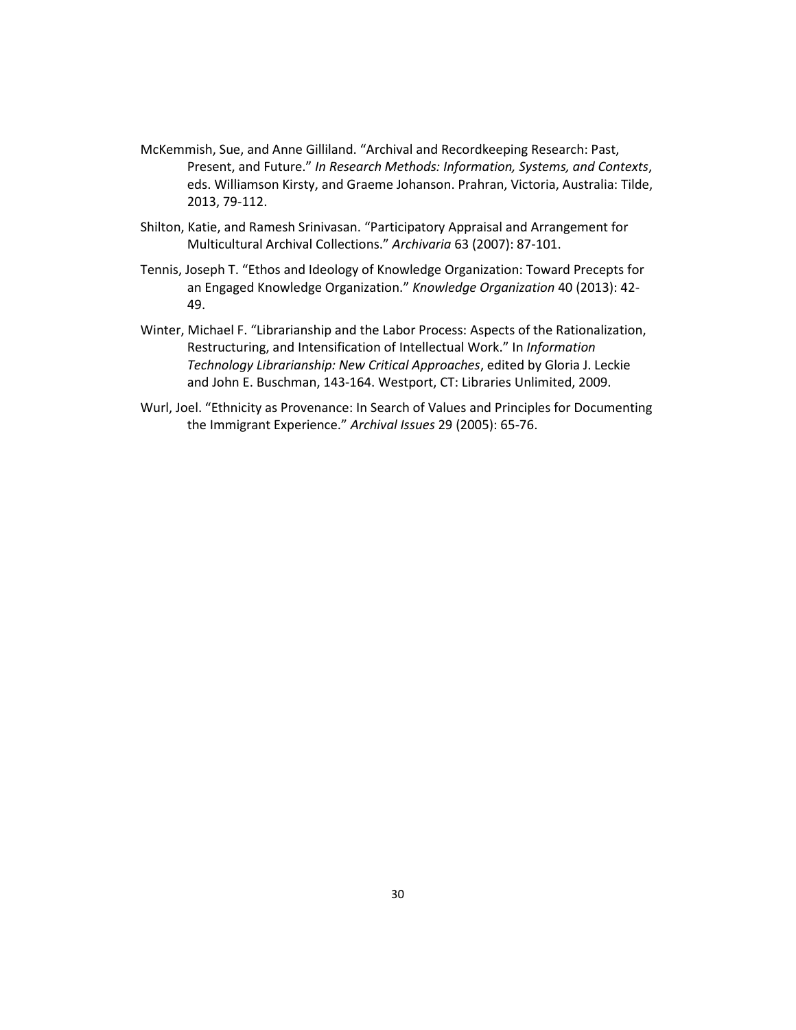McKemmish, Sue, and Anne Gilliland. "Archival and Recordkeeping Research: Past, Present, and Future." *In Research Methods: Information, Systems, and Contexts*, eds. Williamson Kirsty, and Graeme Johanson. Prahran, Victoria, Australia: Tilde, 2013, 79-112.

Shilton, Katie, and Ramesh Srinivasan. "Participatory Appraisal and Arrangement for Multicultural Archival Collections." *Archivaria* 63 (2007): 87-101.

Tennis, Joseph T. "Ethos and Ideology of Knowledge Organization: Toward Precepts for an Engaged Knowledge Organization." *Knowledge Organization* 40 (2013): 42-49.

Winter, Michael F. "Librarianship and the Labor Process: Aspects of the Rationalization, Restructuring, and Intensification of Intellectual Work." In *Information Technology Librarianship: New Critical Approaches*, edited by Gloria J. Leckie and John E. Buschman, 143-164. Westport, CT: Libraries Unlimited, 2009.

Wurl, Joel. "Ethnicity as Provenance: In Search of Values and Principles for Documenting the Immigrant Experience." *Archival Issues* 29 (2005): 65-76.